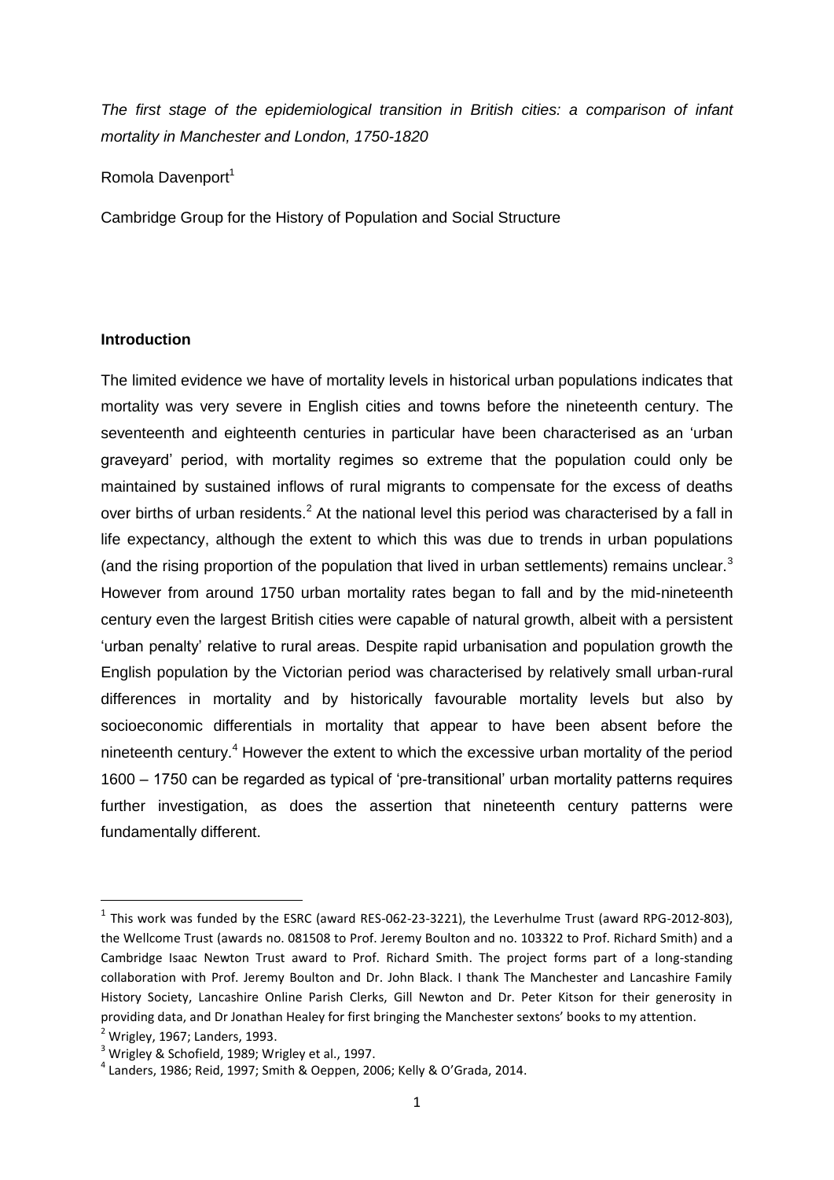*The first stage of the epidemiological transition in British cities: a comparison of infant mortality in Manchester and London, 1750-1820*

Romola Davenport[1]

Cambridge Group for the History of Population and Social Structure

## Introduction

The limited evidence we have of mortality levels in historical urban populations indicates that mortality was very severe in English cities and towns before the nineteenth century. The seventeenth and eighteenth centuries in particular have been characterised as an 'urban graveyard' period, with mortality regimes so extreme that the population could only be maintained by sustained inflows of rural migrants to compensate for the excess of deaths over births of urban residents.[2] At the national level this period was characterised by a fall in life expectancy, although the extent to which this was due to trends in urban populations (and the rising proportion of the population that lived in urban settlements) remains unclear.[3] However from around 1750 urban mortality rates began to fall and by the mid-nineteenth century even the largest British cities were capable of natural growth, albeit with a persistent 'urban penalty' relative to rural areas. Despite rapid urbanisation and population growth the English population by the Victorian period was characterised by relatively small urban-rural differences in mortality and by historically favourable mortality levels but also by socioeconomic differentials in mortality that appear to have been absent before the nineteenth century.[4] However the extent to which the excessive urban mortality of the period 1600 – 1750 can be regarded as typical of 'pre-transitional' urban mortality patterns requires further investigation, as does the assertion that nineteenth century patterns were fundamentally different.

---

[1] This work was funded by the ESRC (award RES-062-23-3221), the Leverhulme Trust (award RPG-2012-803), the Wellcome Trust (awards no. 081508 to Prof. Jeremy Boulton and no. 103322 to Prof. Richard Smith) and a Cambridge Isaac Newton Trust award to Prof. Richard Smith. The project forms part of a long-standing collaboration with Prof. Jeremy Boulton and Dr. John Black. I thank The Manchester and Lancashire Family History Society, Lancashire Online Parish Clerks, Gill Newton and Dr. Peter Kitson for their generosity in providing data, and Dr Jonathan Healey for first bringing the Manchester sextons' books to my attention.

[2] Wrigley, 1967; Landers, 1993.

[3] Wrigley & Schofield, 1989; Wrigley et al., 1997.

[4] Landers, 1986; Reid, 1997; Smith & Oeppen, 2006; Kelly & O'Grada, 2014.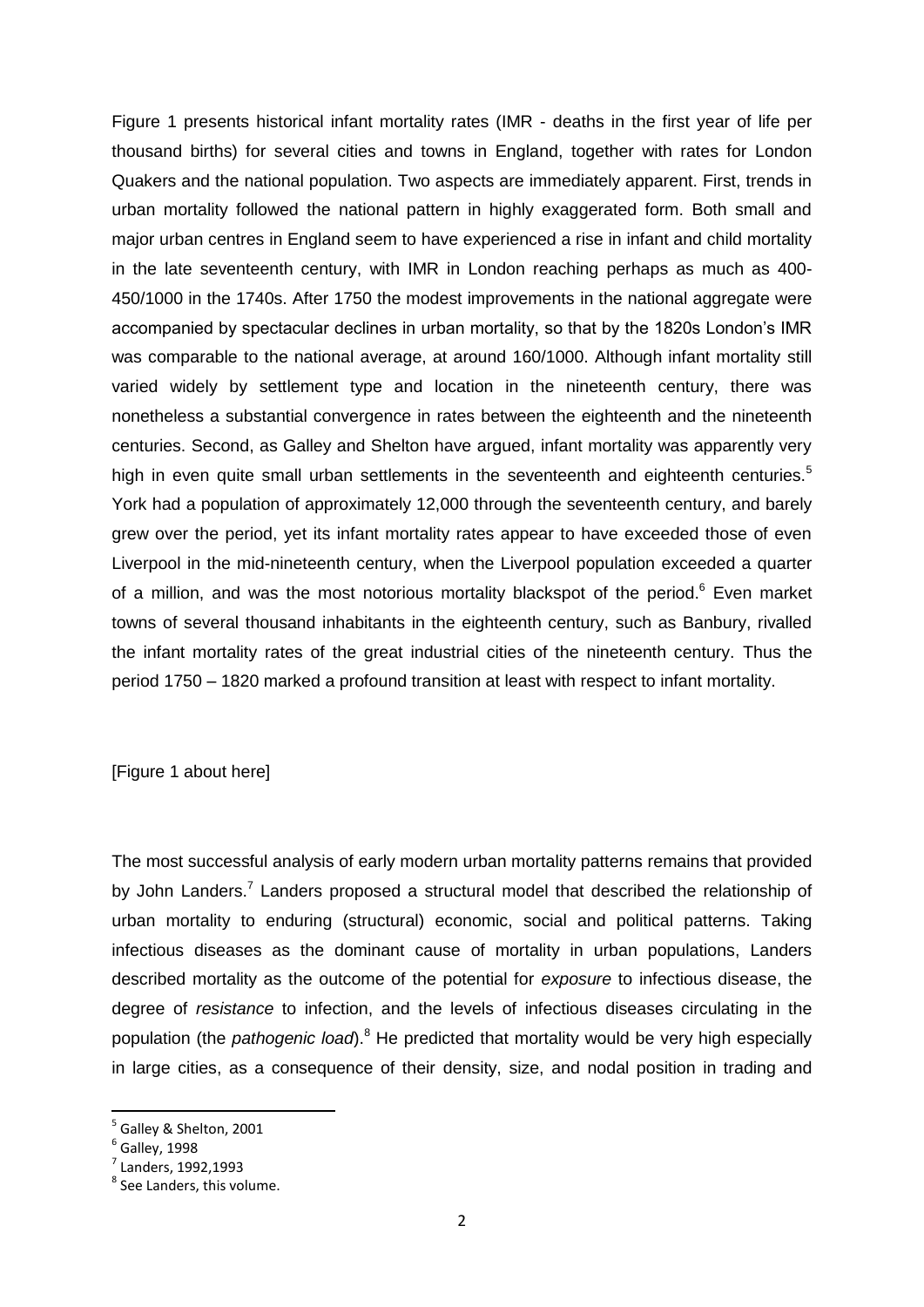Figure 1 presents historical infant mortality rates (IMR - deaths in the first year of life per thousand births) for several cities and towns in England, together with rates for London Quakers and the national population. Two aspects are immediately apparent. First, trends in urban mortality followed the national pattern in highly exaggerated form. Both small and major urban centres in England seem to have experienced a rise in infant and child mortality in the late seventeenth century, with IMR in London reaching perhaps as much as 400-450/1000 in the 1740s. After 1750 the modest improvements in the national aggregate were accompanied by spectacular declines in urban mortality, so that by the 1820s London's IMR was comparable to the national average, at around 160/1000. Although infant mortality still varied widely by settlement type and location in the nineteenth century, there was nonetheless a substantial convergence in rates between the eighteenth and the nineteenth centuries. Second, as Galley and Shelton have argued, infant mortality was apparently very high in even quite small urban settlements in the seventeenth and eighteenth centuries.[5] York had a population of approximately 12,000 through the seventeenth century, and barely grew over the period, yet its infant mortality rates appear to have exceeded those of even Liverpool in the mid-nineteenth century, when the Liverpool population exceeded a quarter of a million, and was the most notorious mortality blackspot of the period.[6] Even market towns of several thousand inhabitants in the eighteenth century, such as Banbury, rivalled the infant mortality rates of the great industrial cities of the nineteenth century. Thus the period 1750 – 1820 marked a profound transition at least with respect to infant mortality.

[Figure 1 about here]

The most successful analysis of early modern urban mortality patterns remains that provided by John Landers.[7] Landers proposed a structural model that described the relationship of urban mortality to enduring (structural) economic, social and political patterns. Taking infectious diseases as the dominant cause of mortality in urban populations, Landers described mortality as the outcome of the potential for *exposure* to infectious disease, the degree of *resistance* to infection, and the levels of infectious diseases circulating in the population (the *pathogenic load*).[8] He predicted that mortality would be very high especially in large cities, as a consequence of their density, size, and nodal position in trading and

[5] Galley & Shelton, 2001
[6] Galley, 1998
[7] Landers, 1992,1993
[8] See Landers, this volume.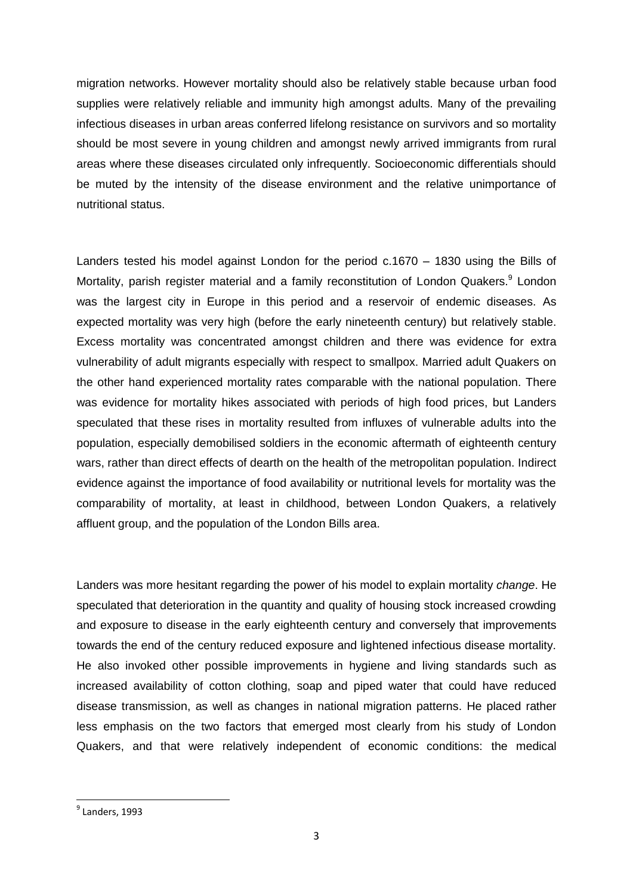migration networks. However mortality should also be relatively stable because urban food supplies were relatively reliable and immunity high amongst adults. Many of the prevailing infectious diseases in urban areas conferred lifelong resistance on survivors and so mortality should be most severe in young children and amongst newly arrived immigrants from rural areas where these diseases circulated only infrequently. Socioeconomic differentials should be muted by the intensity of the disease environment and the relative unimportance of nutritional status.

Landers tested his model against London for the period c.1670 – 1830 using the Bills of Mortality, parish register material and a family reconstitution of London Quakers.[9] London was the largest city in Europe in this period and a reservoir of endemic diseases. As expected mortality was very high (before the early nineteenth century) but relatively stable. Excess mortality was concentrated amongst children and there was evidence for extra vulnerability of adult migrants especially with respect to smallpox. Married adult Quakers on the other hand experienced mortality rates comparable with the national population. There was evidence for mortality hikes associated with periods of high food prices, but Landers speculated that these rises in mortality resulted from influxes of vulnerable adults into the population, especially demobilised soldiers in the economic aftermath of eighteenth century wars, rather than direct effects of dearth on the health of the metropolitan population. Indirect evidence against the importance of food availability or nutritional levels for mortality was the comparability of mortality, at least in childhood, between London Quakers, a relatively affluent group, and the population of the London Bills area.

Landers was more hesitant regarding the power of his model to explain mortality *change*. He speculated that deterioration in the quantity and quality of housing stock increased crowding and exposure to disease in the early eighteenth century and conversely that improvements towards the end of the century reduced exposure and lightened infectious disease mortality. He also invoked other possible improvements in hygiene and living standards such as increased availability of cotton clothing, soap and piped water that could have reduced disease transmission, as well as changes in national migration patterns. He placed rather less emphasis on the two factors that emerged most clearly from his study of London Quakers, and that were relatively independent of economic conditions: the medical

[9] Landers, 1993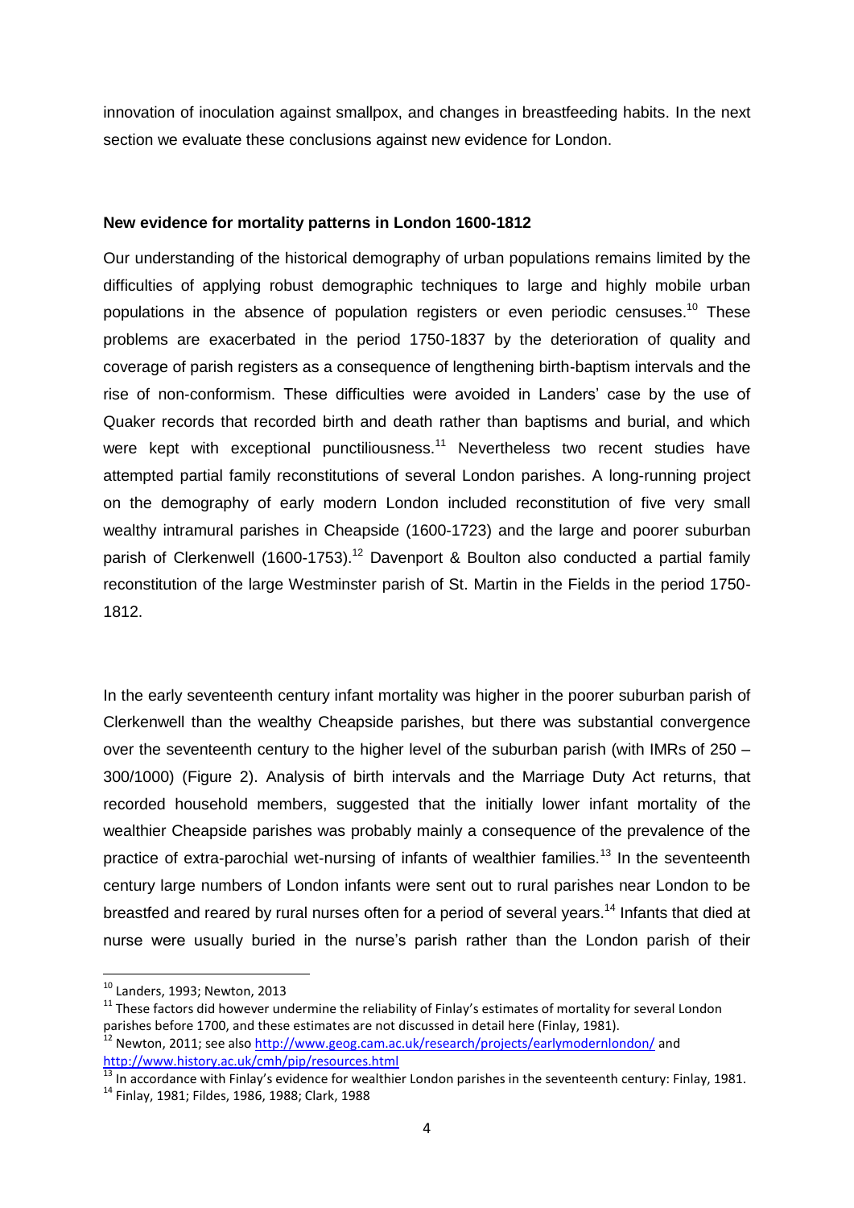innovation of inoculation against smallpox, and changes in breastfeeding habits. In the next section we evaluate these conclusions against new evidence for London.

**New evidence for mortality patterns in London 1600-1812**

Our understanding of the historical demography of urban populations remains limited by the difficulties of applying robust demographic techniques to large and highly mobile urban populations in the absence of population registers or even periodic censuses.[10] These problems are exacerbated in the period 1750-1837 by the deterioration of quality and coverage of parish registers as a consequence of lengthening birth-baptism intervals and the rise of non-conformism. These difficulties were avoided in Landers' case by the use of Quaker records that recorded birth and death rather than baptisms and burial, and which were kept with exceptional punctiliousness.[11] Nevertheless two recent studies have attempted partial family reconstitutions of several London parishes. A long-running project on the demography of early modern London included reconstitution of five very small wealthy intramural parishes in Cheapside (1600-1723) and the large and poorer suburban parish of Clerkenwell (1600-1753).[12] Davenport & Boulton also conducted a partial family reconstitution of the large Westminster parish of St. Martin in the Fields in the period 1750-1812.

In the early seventeenth century infant mortality was higher in the poorer suburban parish of Clerkenwell than the wealthy Cheapside parishes, but there was substantial convergence over the seventeenth century to the higher level of the suburban parish (with IMRs of 250 – 300/1000) (Figure 2). Analysis of birth intervals and the Marriage Duty Act returns, that recorded household members, suggested that the initially lower infant mortality of the wealthier Cheapside parishes was probably mainly a consequence of the prevalence of the practice of extra-parochial wet-nursing of infants of wealthier families.[13] In the seventeenth century large numbers of London infants were sent out to rural parishes near London to be breastfed and reared by rural nurses often for a period of several years.[14] Infants that died at nurse were usually buried in the nurse's parish rather than the London parish of their

---

[10] Landers, 1993; Newton, 2013

[11] These factors did however undermine the reliability of Finlay's estimates of mortality for several London parishes before 1700, and these estimates are not discussed in detail here (Finlay, 1981).

[12] Newton, 2011; see also http://www.geog.cam.ac.uk/research/projects/earlymodernlondon/ and http://www.history.ac.uk/cmh/pip/resources.html

[13] In accordance with Finlay's evidence for wealthier London parishes in the seventeenth century: Finlay, 1981.

[14] Finlay, 1981; Fildes, 1986, 1988; Clark, 1988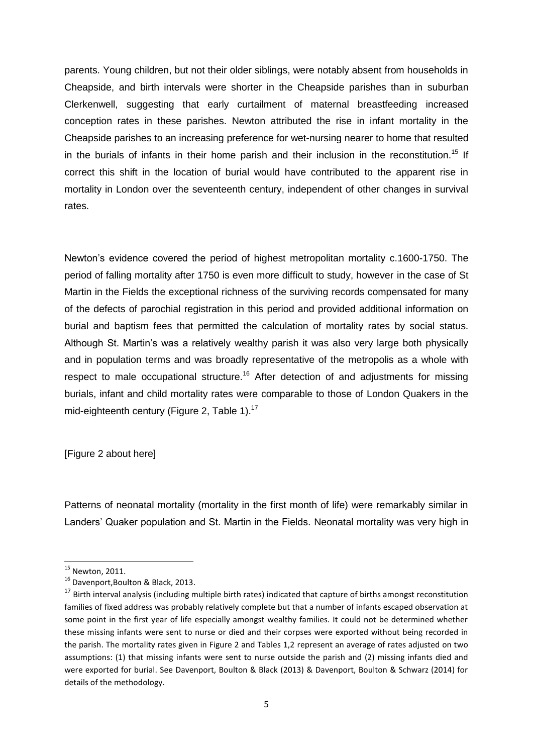parents. Young children, but not their older siblings, were notably absent from households in Cheapside, and birth intervals were shorter in the Cheapside parishes than in suburban Clerkenwell, suggesting that early curtailment of maternal breastfeeding increased conception rates in these parishes. Newton attributed the rise in infant mortality in the Cheapside parishes to an increasing preference for wet-nursing nearer to home that resulted in the burials of infants in their home parish and their inclusion in the reconstitution.[15] If correct this shift in the location of burial would have contributed to the apparent rise in mortality in London over the seventeenth century, independent of other changes in survival rates.

Newton's evidence covered the period of highest metropolitan mortality c.1600-1750. The period of falling mortality after 1750 is even more difficult to study, however in the case of St Martin in the Fields the exceptional richness of the surviving records compensated for many of the defects of parochial registration in this period and provided additional information on burial and baptism fees that permitted the calculation of mortality rates by social status. Although St. Martin's was a relatively wealthy parish it was also very large both physically and in population terms and was broadly representative of the metropolis as a whole with respect to male occupational structure.[16] After detection of and adjustments for missing burials, infant and child mortality rates were comparable to those of London Quakers in the mid-eighteenth century (Figure 2, Table 1).[17]

[Figure 2 about here]

Patterns of neonatal mortality (mortality in the first month of life) were remarkably similar in Landers' Quaker population and St. Martin in the Fields. Neonatal mortality was very high in

---

[15] Newton, 2011.

[16] Davenport,Boulton & Black, 2013.

[17] Birth interval analysis (including multiple birth rates) indicated that capture of births amongst reconstitution families of fixed address was probably relatively complete but that a number of infants escaped observation at some point in the first year of life especially amongst wealthy families. It could not be determined whether these missing infants were sent to nurse or died and their corpses were exported without being recorded in the parish. The mortality rates given in Figure 2 and Tables 1,2 represent an average of rates adjusted on two assumptions: (1) that missing infants were sent to nurse outside the parish and (2) missing infants died and were exported for burial. See Davenport, Boulton & Black (2013) & Davenport, Boulton & Schwarz (2014) for details of the methodology.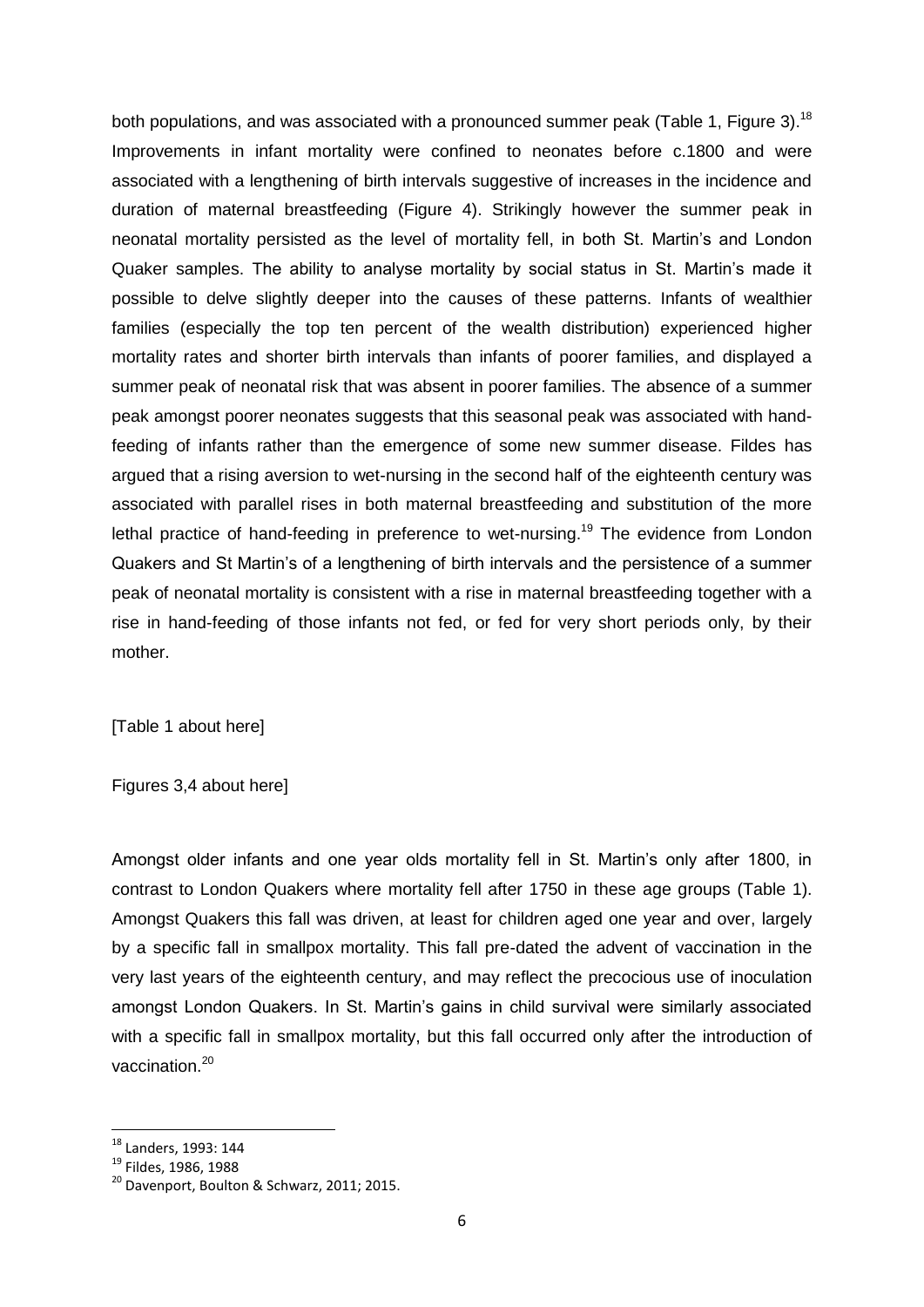both populations, and was associated with a pronounced summer peak (Table 1, Figure 3).[18] Improvements in infant mortality were confined to neonates before c.1800 and were associated with a lengthening of birth intervals suggestive of increases in the incidence and duration of maternal breastfeeding (Figure 4). Strikingly however the summer peak in neonatal mortality persisted as the level of mortality fell, in both St. Martin's and London Quaker samples. The ability to analyse mortality by social status in St. Martin's made it possible to delve slightly deeper into the causes of these patterns. Infants of wealthier families (especially the top ten percent of the wealth distribution) experienced higher mortality rates and shorter birth intervals than infants of poorer families, and displayed a summer peak of neonatal risk that was absent in poorer families. The absence of a summer peak amongst poorer neonates suggests that this seasonal peak was associated with hand-feeding of infants rather than the emergence of some new summer disease. Fildes has argued that a rising aversion to wet-nursing in the second half of the eighteenth century was associated with parallel rises in both maternal breastfeeding and substitution of the more lethal practice of hand-feeding in preference to wet-nursing.[19] The evidence from London Quakers and St Martin's of a lengthening of birth intervals and the persistence of a summer peak of neonatal mortality is consistent with a rise in maternal breastfeeding together with a rise in hand-feeding of those infants not fed, or fed for very short periods only, by their mother.

[Table 1 about here]

Figures 3,4 about here]

Amongst older infants and one year olds mortality fell in St. Martin's only after 1800, in contrast to London Quakers where mortality fell after 1750 in these age groups (Table 1). Amongst Quakers this fall was driven, at least for children aged one year and over, largely by a specific fall in smallpox mortality. This fall pre-dated the advent of vaccination in the very last years of the eighteenth century, and may reflect the precocious use of inoculation amongst London Quakers. In St. Martin's gains in child survival were similarly associated with a specific fall in smallpox mortality, but this fall occurred only after the introduction of vaccination.[20]

---

[18] Landers, 1993: 144

[19] Fildes, 1986, 1988

[20] Davenport, Boulton & Schwarz, 2011; 2015.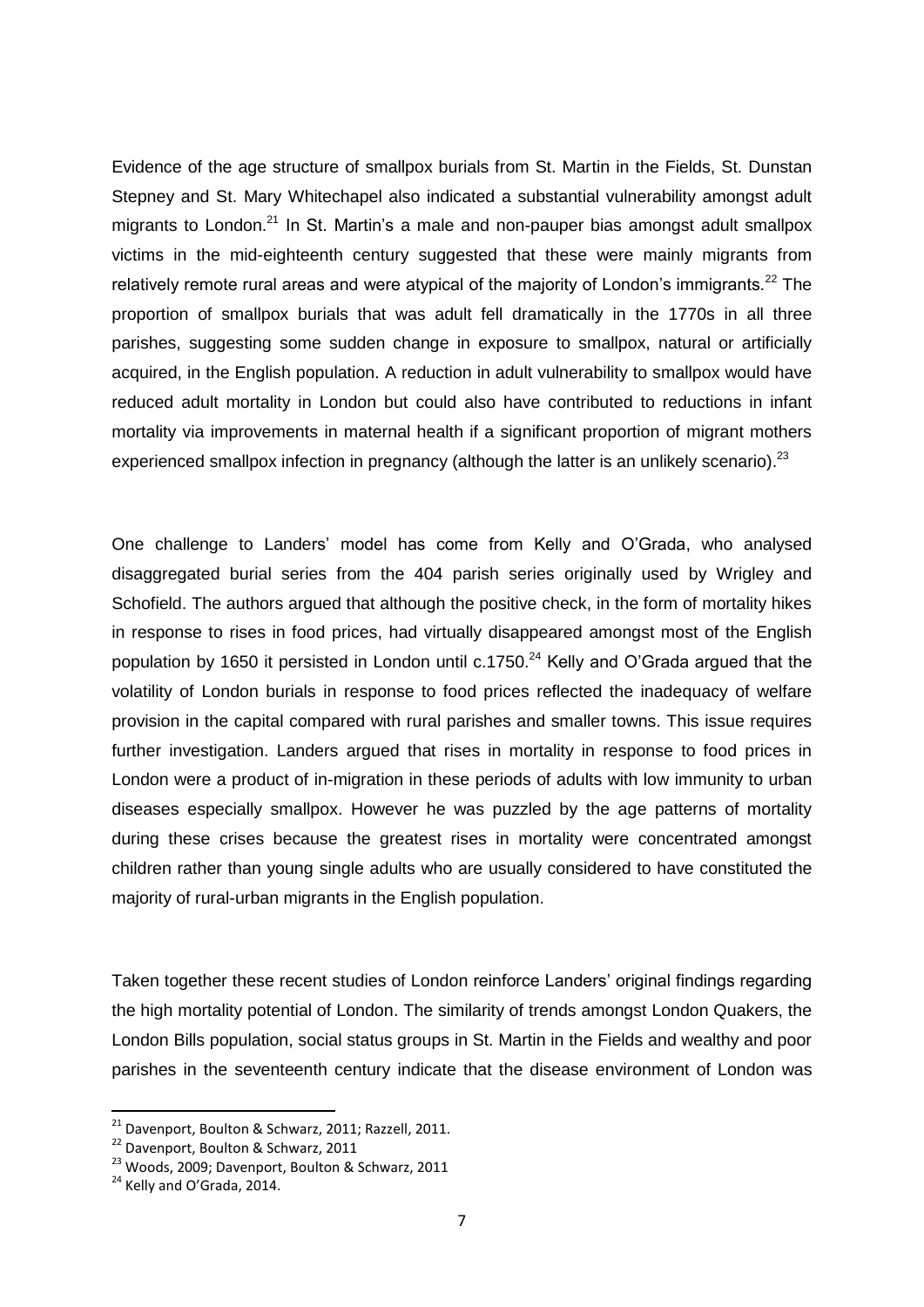Evidence of the age structure of smallpox burials from St. Martin in the Fields, St. Dunstan Stepney and St. Mary Whitechapel also indicated a substantial vulnerability amongst adult migrants to London.[21] In St. Martin's a male and non-pauper bias amongst adult smallpox victims in the mid-eighteenth century suggested that these were mainly migrants from relatively remote rural areas and were atypical of the majority of London's immigrants.[22] The proportion of smallpox burials that was adult fell dramatically in the 1770s in all three parishes, suggesting some sudden change in exposure to smallpox, natural or artificially acquired, in the English population. A reduction in adult vulnerability to smallpox would have reduced adult mortality in London but could also have contributed to reductions in infant mortality via improvements in maternal health if a significant proportion of migrant mothers experienced smallpox infection in pregnancy (although the latter is an unlikely scenario).[23]

One challenge to Landers' model has come from Kelly and O'Grada, who analysed disaggregated burial series from the 404 parish series originally used by Wrigley and Schofield. The authors argued that although the positive check, in the form of mortality hikes in response to rises in food prices, had virtually disappeared amongst most of the English population by 1650 it persisted in London until c.1750.[24] Kelly and O'Grada argued that the volatility of London burials in response to food prices reflected the inadequacy of welfare provision in the capital compared with rural parishes and smaller towns. This issue requires further investigation. Landers argued that rises in mortality in response to food prices in London were a product of in-migration in these periods of adults with low immunity to urban diseases especially smallpox. However he was puzzled by the age patterns of mortality during these crises because the greatest rises in mortality were concentrated amongst children rather than young single adults who are usually considered to have constituted the majority of rural-urban migrants in the English population.

Taken together these recent studies of London reinforce Landers' original findings regarding the high mortality potential of London. The similarity of trends amongst London Quakers, the London Bills population, social status groups in St. Martin in the Fields and wealthy and poor parishes in the seventeenth century indicate that the disease environment of London was

[21] Davenport, Boulton & Schwarz, 2011; Razzell, 2011.

[22] Davenport, Boulton & Schwarz, 2011

[23] Woods, 2009; Davenport, Boulton & Schwarz, 2011

[24] Kelly and O'Grada, 2014.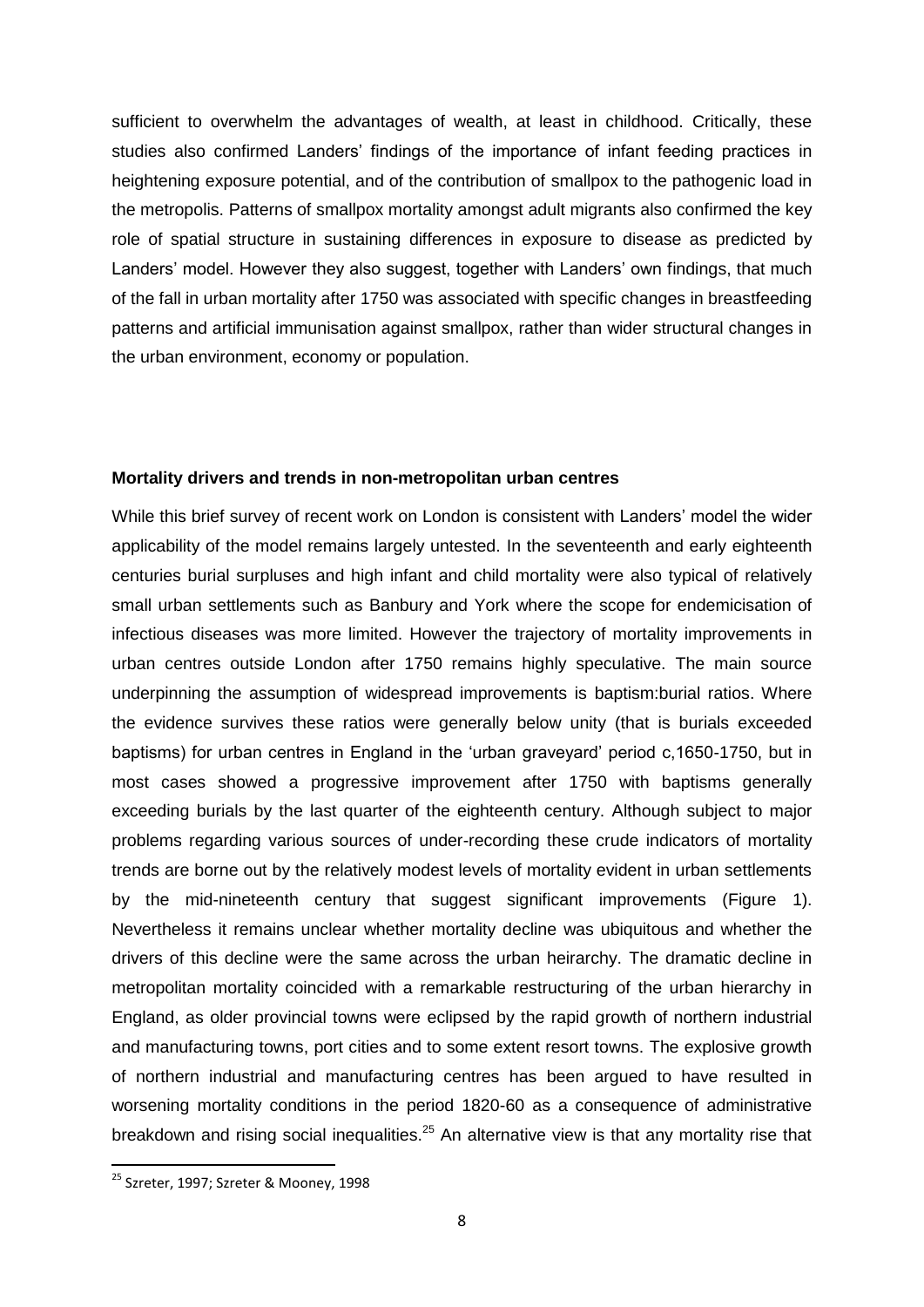sufficient to overwhelm the advantages of wealth, at least in childhood. Critically, these studies also confirmed Landers' findings of the importance of infant feeding practices in heightening exposure potential, and of the contribution of smallpox to the pathogenic load in the metropolis. Patterns of smallpox mortality amongst adult migrants also confirmed the key role of spatial structure in sustaining differences in exposure to disease as predicted by Landers' model. However they also suggest, together with Landers' own findings, that much of the fall in urban mortality after 1750 was associated with specific changes in breastfeeding patterns and artificial immunisation against smallpox, rather than wider structural changes in the urban environment, economy or population.

**Mortality drivers and trends in non-metropolitan urban centres**

While this brief survey of recent work on London is consistent with Landers' model the wider applicability of the model remains largely untested. In the seventeenth and early eighteenth centuries burial surpluses and high infant and child mortality were also typical of relatively small urban settlements such as Banbury and York where the scope for endemicisation of infectious diseases was more limited. However the trajectory of mortality improvements in urban centres outside London after 1750 remains highly speculative. The main source underpinning the assumption of widespread improvements is baptism:burial ratios. Where the evidence survives these ratios were generally below unity (that is burials exceeded baptisms) for urban centres in England in the 'urban graveyard' period c,1650-1750, but in most cases showed a progressive improvement after 1750 with baptisms generally exceeding burials by the last quarter of the eighteenth century. Although subject to major problems regarding various sources of under-recording these crude indicators of mortality trends are borne out by the relatively modest levels of mortality evident in urban settlements by the mid-nineteenth century that suggest significant improvements (Figure 1). Nevertheless it remains unclear whether mortality decline was ubiquitous and whether the drivers of this decline were the same across the urban heirarchy. The dramatic decline in metropolitan mortality coincided with a remarkable restructuring of the urban hierarchy in England, as older provincial towns were eclipsed by the rapid growth of northern industrial and manufacturing towns, port cities and to some extent resort towns. The explosive growth of northern industrial and manufacturing centres has been argued to have resulted in worsening mortality conditions in the period 1820-60 as a consequence of administrative breakdown and rising social inequalities.[25] An alternative view is that any mortality rise that

[25] Szreter, 1997; Szreter & Mooney, 1998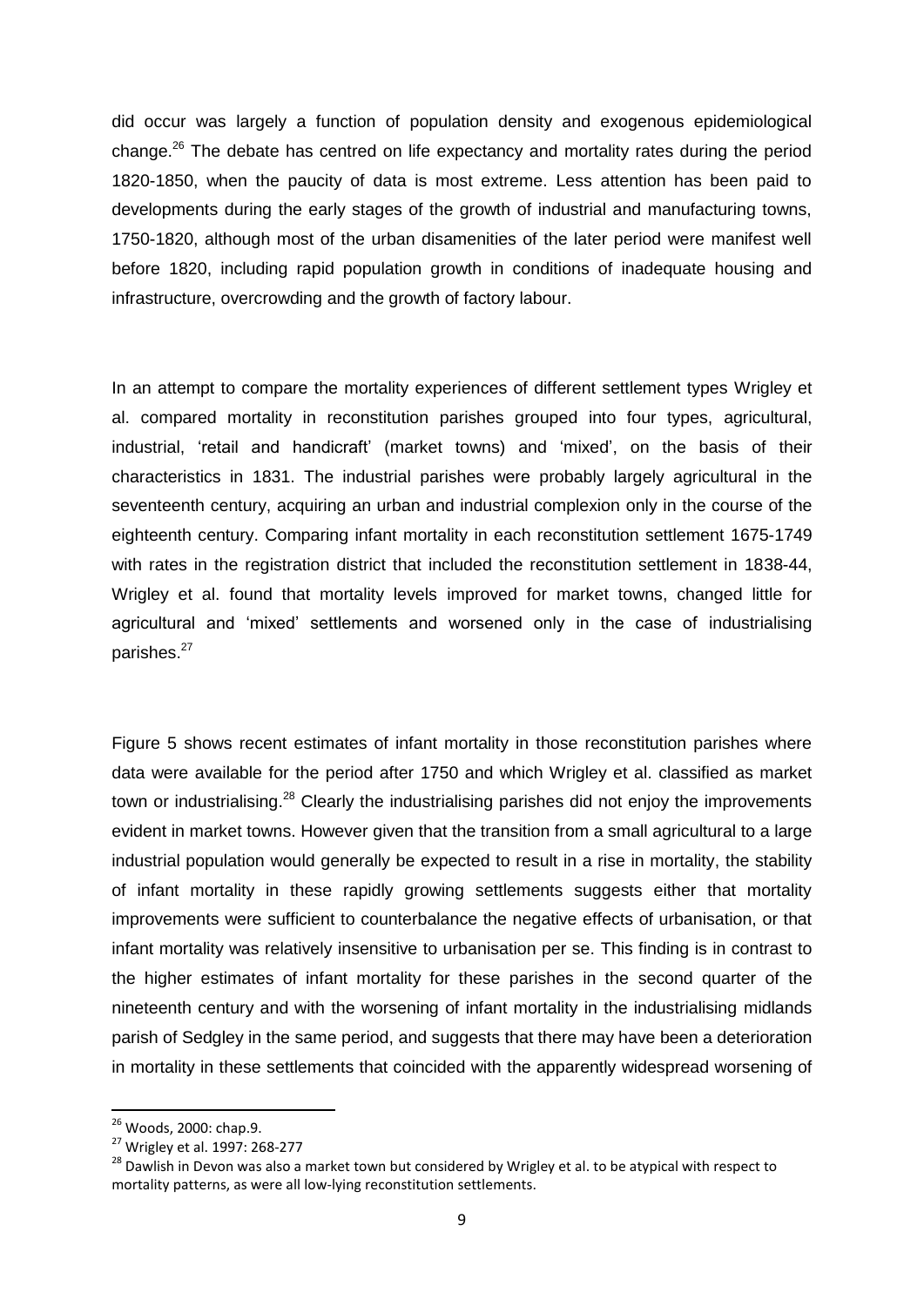did occur was largely a function of population density and exogenous epidemiological change.[26] The debate has centred on life expectancy and mortality rates during the period 1820-1850, when the paucity of data is most extreme. Less attention has been paid to developments during the early stages of the growth of industrial and manufacturing towns, 1750-1820, although most of the urban disamenities of the later period were manifest well before 1820, including rapid population growth in conditions of inadequate housing and infrastructure, overcrowding and the growth of factory labour.

In an attempt to compare the mortality experiences of different settlement types Wrigley et al. compared mortality in reconstitution parishes grouped into four types, agricultural, industrial, 'retail and handicraft' (market towns) and 'mixed', on the basis of their characteristics in 1831. The industrial parishes were probably largely agricultural in the seventeenth century, acquiring an urban and industrial complexion only in the course of the eighteenth century. Comparing infant mortality in each reconstitution settlement 1675-1749 with rates in the registration district that included the reconstitution settlement in 1838-44, Wrigley et al. found that mortality levels improved for market towns, changed little for agricultural and 'mixed' settlements and worsened only in the case of industrialising parishes.[27]

Figure 5 shows recent estimates of infant mortality in those reconstitution parishes where data were available for the period after 1750 and which Wrigley et al. classified as market town or industrialising.[28] Clearly the industrialising parishes did not enjoy the improvements evident in market towns. However given that the transition from a small agricultural to a large industrial population would generally be expected to result in a rise in mortality, the stability of infant mortality in these rapidly growing settlements suggests either that mortality improvements were sufficient to counterbalance the negative effects of urbanisation, or that infant mortality was relatively insensitive to urbanisation per se. This finding is in contrast to the higher estimates of infant mortality for these parishes in the second quarter of the nineteenth century and with the worsening of infant mortality in the industrialising midlands parish of Sedgley in the same period, and suggests that there may have been a deterioration in mortality in these settlements that coincided with the apparently widespread worsening of

---

[26] Woods, 2000: chap.9.

[27] Wrigley et al. 1997: 268-277

[28] Dawlish in Devon was also a market town but considered by Wrigley et al. to be atypical with respect to mortality patterns, as were all low-lying reconstitution settlements.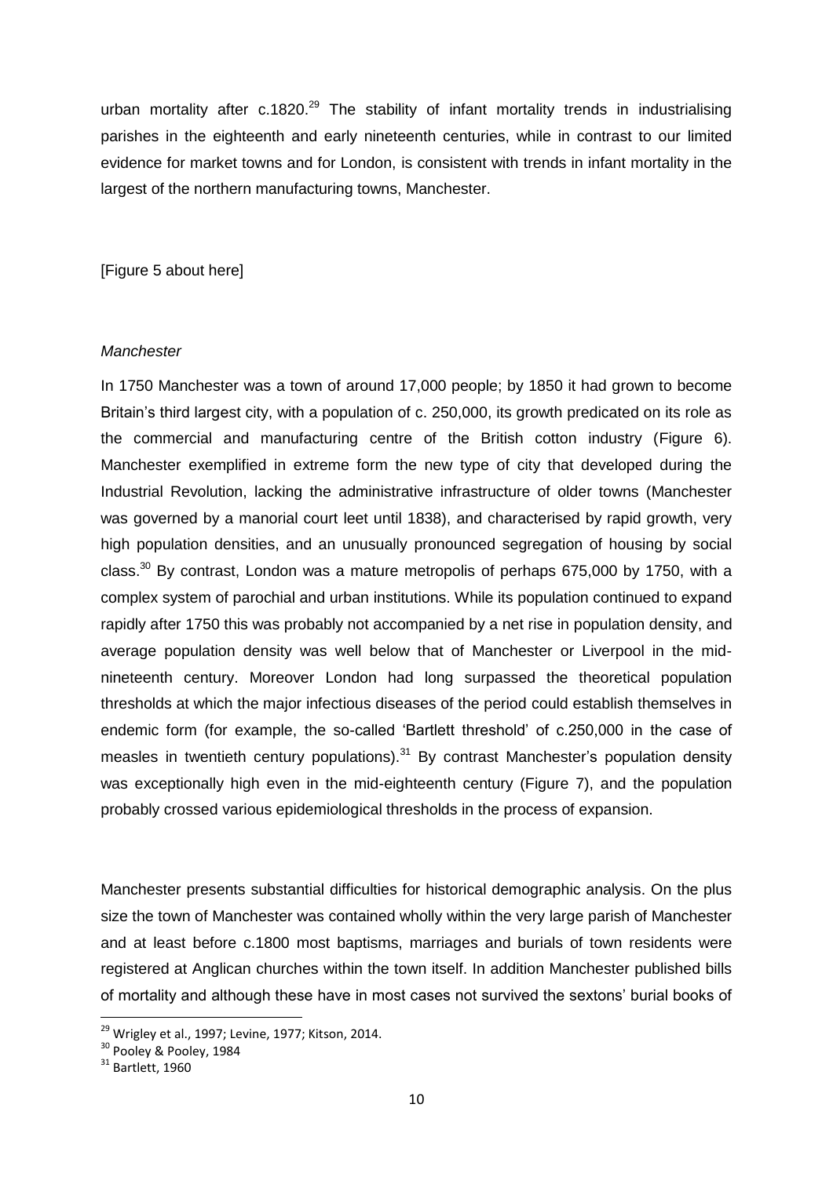urban mortality after c.1820.[29] The stability of infant mortality trends in industrialising parishes in the eighteenth and early nineteenth centuries, while in contrast to our limited evidence for market towns and for London, is consistent with trends in infant mortality in the largest of the northern manufacturing towns, Manchester.

[Figure 5 about here]

*Manchester*

In 1750 Manchester was a town of around 17,000 people; by 1850 it had grown to become Britain's third largest city, with a population of c. 250,000, its growth predicated on its role as the commercial and manufacturing centre of the British cotton industry (Figure 6). Manchester exemplified in extreme form the new type of city that developed during the Industrial Revolution, lacking the administrative infrastructure of older towns (Manchester was governed by a manorial court leet until 1838), and characterised by rapid growth, very high population densities, and an unusually pronounced segregation of housing by social class.[30] By contrast, London was a mature metropolis of perhaps 675,000 by 1750, with a complex system of parochial and urban institutions. While its population continued to expand rapidly after 1750 this was probably not accompanied by a net rise in population density, and average population density was well below that of Manchester or Liverpool in the mid-nineteenth century. Moreover London had long surpassed the theoretical population thresholds at which the major infectious diseases of the period could establish themselves in endemic form (for example, the so-called 'Bartlett threshold' of c.250,000 in the case of measles in twentieth century populations).[31] By contrast Manchester's population density was exceptionally high even in the mid-eighteenth century (Figure 7), and the population probably crossed various epidemiological thresholds in the process of expansion.

Manchester presents substantial difficulties for historical demographic analysis. On the plus size the town of Manchester was contained wholly within the very large parish of Manchester and at least before c.1800 most baptisms, marriages and burials of town residents were registered at Anglican churches within the town itself. In addition Manchester published bills of mortality and although these have in most cases not survived the sextons' burial books of

[29] Wrigley et al., 1997; Levine, 1977; Kitson, 2014.

[30] Pooley & Pooley, 1984

[31] Bartlett, 1960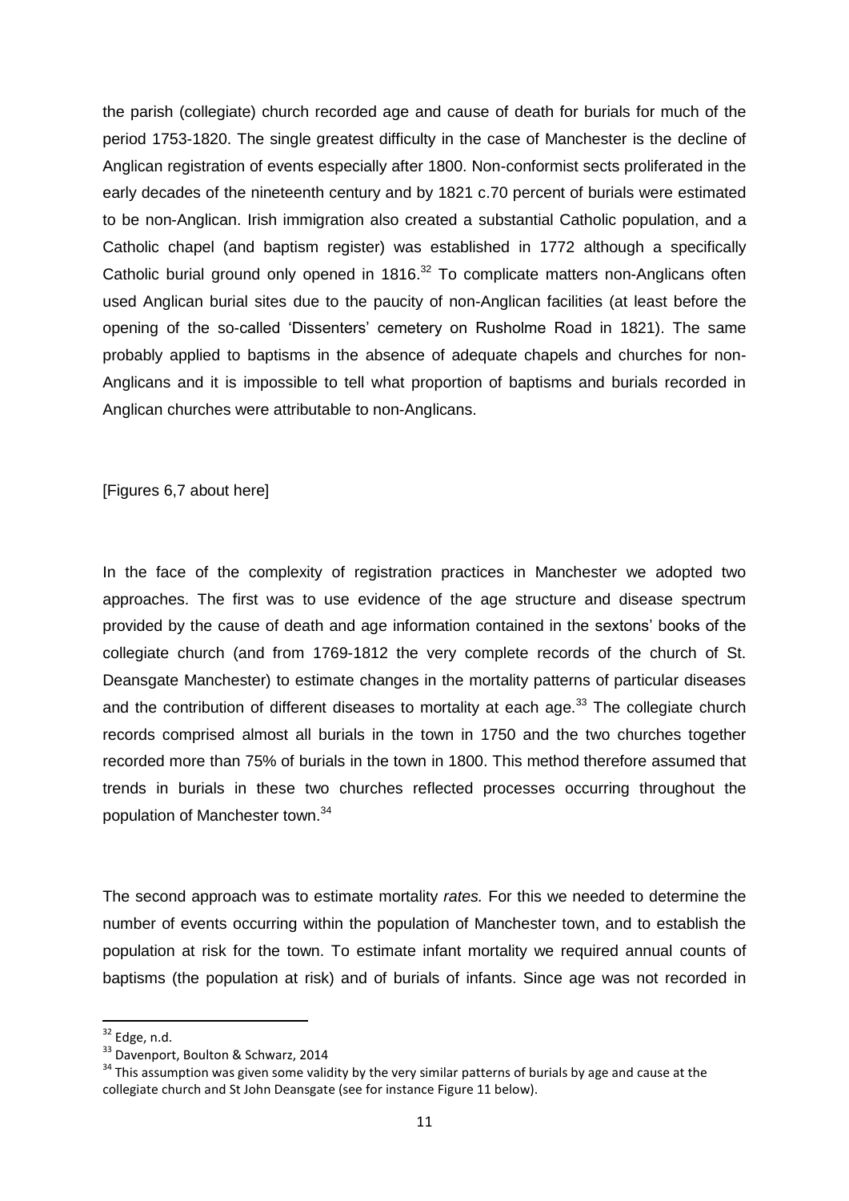the parish (collegiate) church recorded age and cause of death for burials for much of the period 1753-1820. The single greatest difficulty in the case of Manchester is the decline of Anglican registration of events especially after 1800. Non-conformist sects proliferated in the early decades of the nineteenth century and by 1821 c.70 percent of burials were estimated to be non-Anglican. Irish immigration also created a substantial Catholic population, and a Catholic chapel (and baptism register) was established in 1772 although a specifically Catholic burial ground only opened in 1816.[32] To complicate matters non-Anglicans often used Anglican burial sites due to the paucity of non-Anglican facilities (at least before the opening of the so-called 'Dissenters' cemetery on Rusholme Road in 1821). The same probably applied to baptisms in the absence of adequate chapels and churches for non-Anglicans and it is impossible to tell what proportion of baptisms and burials recorded in Anglican churches were attributable to non-Anglicans.

[Figures 6,7 about here]

In the face of the complexity of registration practices in Manchester we adopted two approaches. The first was to use evidence of the age structure and disease spectrum provided by the cause of death and age information contained in the sextons' books of the collegiate church (and from 1769-1812 the very complete records of the church of St. Deansgate Manchester) to estimate changes in the mortality patterns of particular diseases and the contribution of different diseases to mortality at each age.[33] The collegiate church records comprised almost all burials in the town in 1750 and the two churches together recorded more than 75% of burials in the town in 1800. This method therefore assumed that trends in burials in these two churches reflected processes occurring throughout the population of Manchester town.[34]

The second approach was to estimate mortality *rates.* For this we needed to determine the number of events occurring within the population of Manchester town, and to establish the population at risk for the town. To estimate infant mortality we required annual counts of baptisms (the population at risk) and of burials of infants. Since age was not recorded in

---

[32] Edge, n.d.

[33] Davenport, Boulton & Schwarz, 2014

[34] This assumption was given some validity by the very similar patterns of burials by age and cause at the collegiate church and St John Deansgate (see for instance Figure 11 below).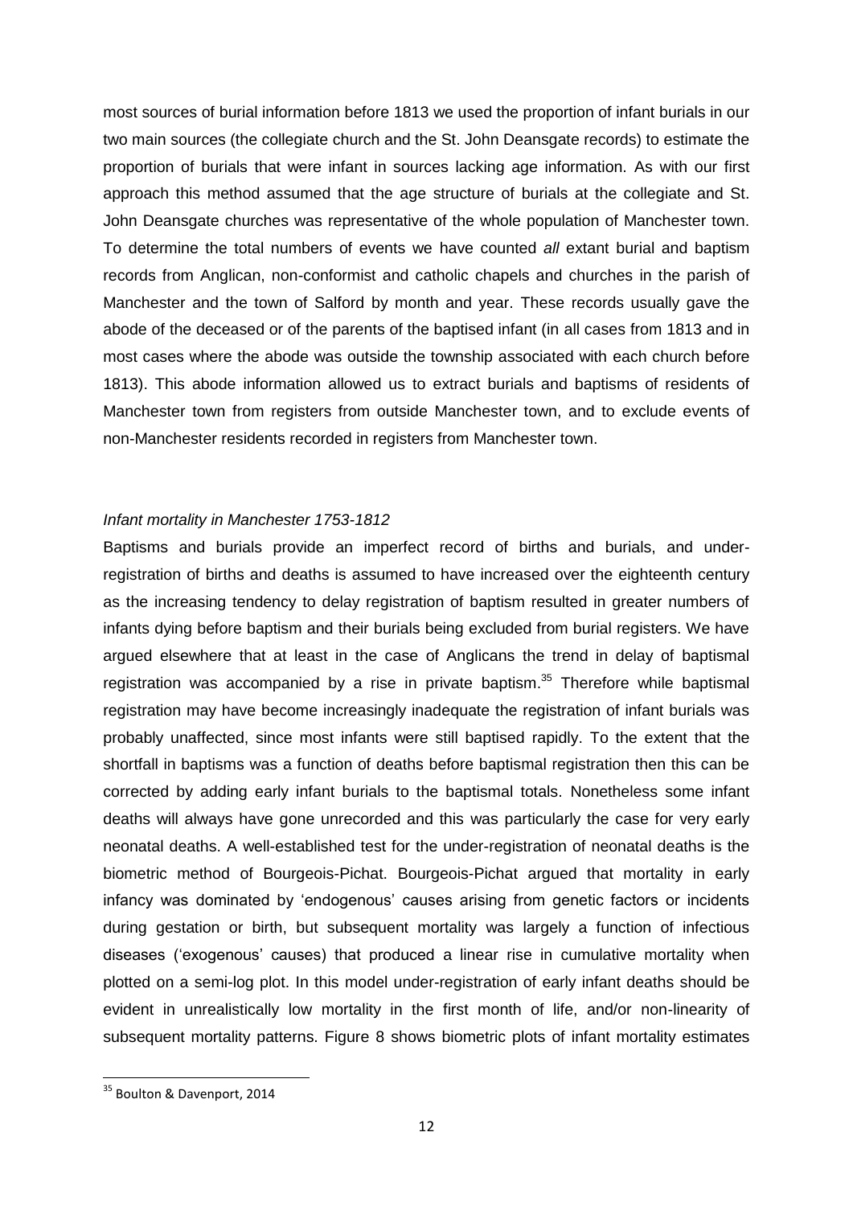most sources of burial information before 1813 we used the proportion of infant burials in our two main sources (the collegiate church and the St. John Deansgate records) to estimate the proportion of burials that were infant in sources lacking age information. As with our first approach this method assumed that the age structure of burials at the collegiate and St. John Deansgate churches was representative of the whole population of Manchester town. To determine the total numbers of events we have counted *all* extant burial and baptism records from Anglican, non-conformist and catholic chapels and churches in the parish of Manchester and the town of Salford by month and year. These records usually gave the abode of the deceased or of the parents of the baptised infant (in all cases from 1813 and in most cases where the abode was outside the township associated with each church before 1813). This abode information allowed us to extract burials and baptisms of residents of Manchester town from registers from outside Manchester town, and to exclude events of non-Manchester residents recorded in registers from Manchester town.

### *Infant mortality in Manchester 1753-1812*

Baptisms and burials provide an imperfect record of births and burials, and under-registration of births and deaths is assumed to have increased over the eighteenth century as the increasing tendency to delay registration of baptism resulted in greater numbers of infants dying before baptism and their burials being excluded from burial registers. We have argued elsewhere that at least in the case of Anglicans the trend in delay of baptismal registration was accompanied by a rise in private baptism.[35] Therefore while baptismal registration may have become increasingly inadequate the registration of infant burials was probably unaffected, since most infants were still baptised rapidly. To the extent that the shortfall in baptisms was a function of deaths before baptismal registration then this can be corrected by adding early infant burials to the baptismal totals. Nonetheless some infant deaths will always have gone unrecorded and this was particularly the case for very early neonatal deaths. A well-established test for the under-registration of neonatal deaths is the biometric method of Bourgeois-Pichat. Bourgeois-Pichat argued that mortality in early infancy was dominated by 'endogenous' causes arising from genetic factors or incidents during gestation or birth, but subsequent mortality was largely a function of infectious diseases ('exogenous' causes) that produced a linear rise in cumulative mortality when plotted on a semi-log plot. In this model under-registration of early infant deaths should be evident in unrealistically low mortality in the first month of life, and/or non-linearity of subsequent mortality patterns. Figure 8 shows biometric plots of infant mortality estimates

---

[35] Boulton & Davenport, 2014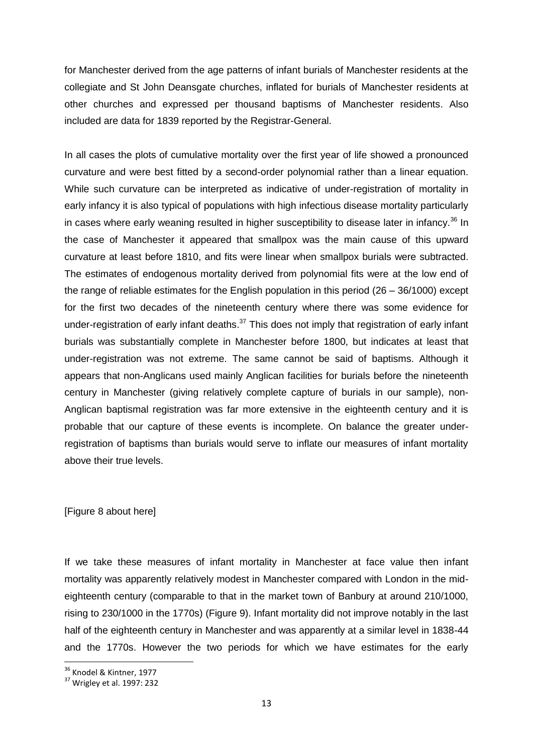for Manchester derived from the age patterns of infant burials of Manchester residents at the collegiate and St John Deansgate churches, inflated for burials of Manchester residents at other churches and expressed per thousand baptisms of Manchester residents. Also included are data for 1839 reported by the Registrar-General.

In all cases the plots of cumulative mortality over the first year of life showed a pronounced curvature and were best fitted by a second-order polynomial rather than a linear equation. While such curvature can be interpreted as indicative of under-registration of mortality in early infancy it is also typical of populations with high infectious disease mortality particularly in cases where early weaning resulted in higher susceptibility to disease later in infancy.[36] In the case of Manchester it appeared that smallpox was the main cause of this upward curvature at least before 1810, and fits were linear when smallpox burials were subtracted. The estimates of endogenous mortality derived from polynomial fits were at the low end of the range of reliable estimates for the English population in this period (26 – 36/1000) except for the first two decades of the nineteenth century where there was some evidence for under-registration of early infant deaths.[37] This does not imply that registration of early infant burials was substantially complete in Manchester before 1800, but indicates at least that under-registration was not extreme. The same cannot be said of baptisms. Although it appears that non-Anglicans used mainly Anglican facilities for burials before the nineteenth century in Manchester (giving relatively complete capture of burials in our sample), non-Anglican baptismal registration was far more extensive in the eighteenth century and it is probable that our capture of these events is incomplete. On balance the greater under-registration of baptisms than burials would serve to inflate our measures of infant mortality above their true levels.

[Figure 8 about here]

If we take these measures of infant mortality in Manchester at face value then infant mortality was apparently relatively modest in Manchester compared with London in the mid-eighteenth century (comparable to that in the market town of Banbury at around 210/1000, rising to 230/1000 in the 1770s) (Figure 9). Infant mortality did not improve notably in the last half of the eighteenth century in Manchester and was apparently at a similar level in 1838-44 and the 1770s. However the two periods for which we have estimates for the early

[36] Knodel & Kintner, 1977

[37] Wrigley et al. 1997: 232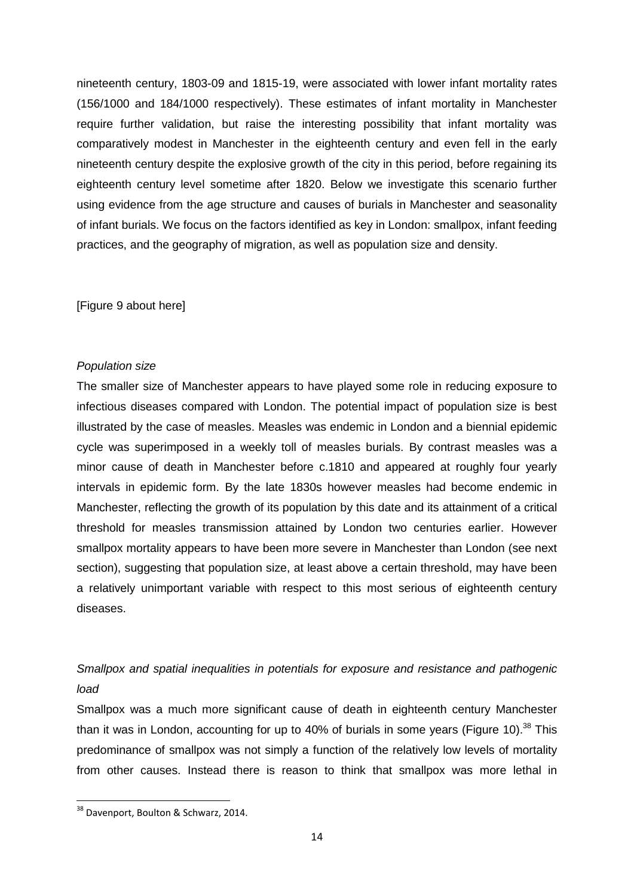nineteenth century, 1803-09 and 1815-19, were associated with lower infant mortality rates (156/1000 and 184/1000 respectively). These estimates of infant mortality in Manchester require further validation, but raise the interesting possibility that infant mortality was comparatively modest in Manchester in the eighteenth century and even fell in the early nineteenth century despite the explosive growth of the city in this period, before regaining its eighteenth century level sometime after 1820. Below we investigate this scenario further using evidence from the age structure and causes of burials in Manchester and seasonality of infant burials. We focus on the factors identified as key in London: smallpox, infant feeding practices, and the geography of migration, as well as population size and density.

[Figure 9 about here]

*Population size*

The smaller size of Manchester appears to have played some role in reducing exposure to infectious diseases compared with London. The potential impact of population size is best illustrated by the case of measles. Measles was endemic in London and a biennial epidemic cycle was superimposed in a weekly toll of measles burials. By contrast measles was a minor cause of death in Manchester before c.1810 and appeared at roughly four yearly intervals in epidemic form. By the late 1830s however measles had become endemic in Manchester, reflecting the growth of its population by this date and its attainment of a critical threshold for measles transmission attained by London two centuries earlier. However smallpox mortality appears to have been more severe in Manchester than London (see next section), suggesting that population size, at least above a certain threshold, may have been a relatively unimportant variable with respect to this most serious of eighteenth century diseases.

*Smallpox and spatial inequalities in potentials for exposure and resistance and pathogenic load*

Smallpox was a much more significant cause of death in eighteenth century Manchester than it was in London, accounting for up to 40% of burials in some years (Figure 10).[38] This predominance of smallpox was not simply a function of the relatively low levels of mortality from other causes. Instead there is reason to think that smallpox was more lethal in

[38] Davenport, Boulton & Schwarz, 2014.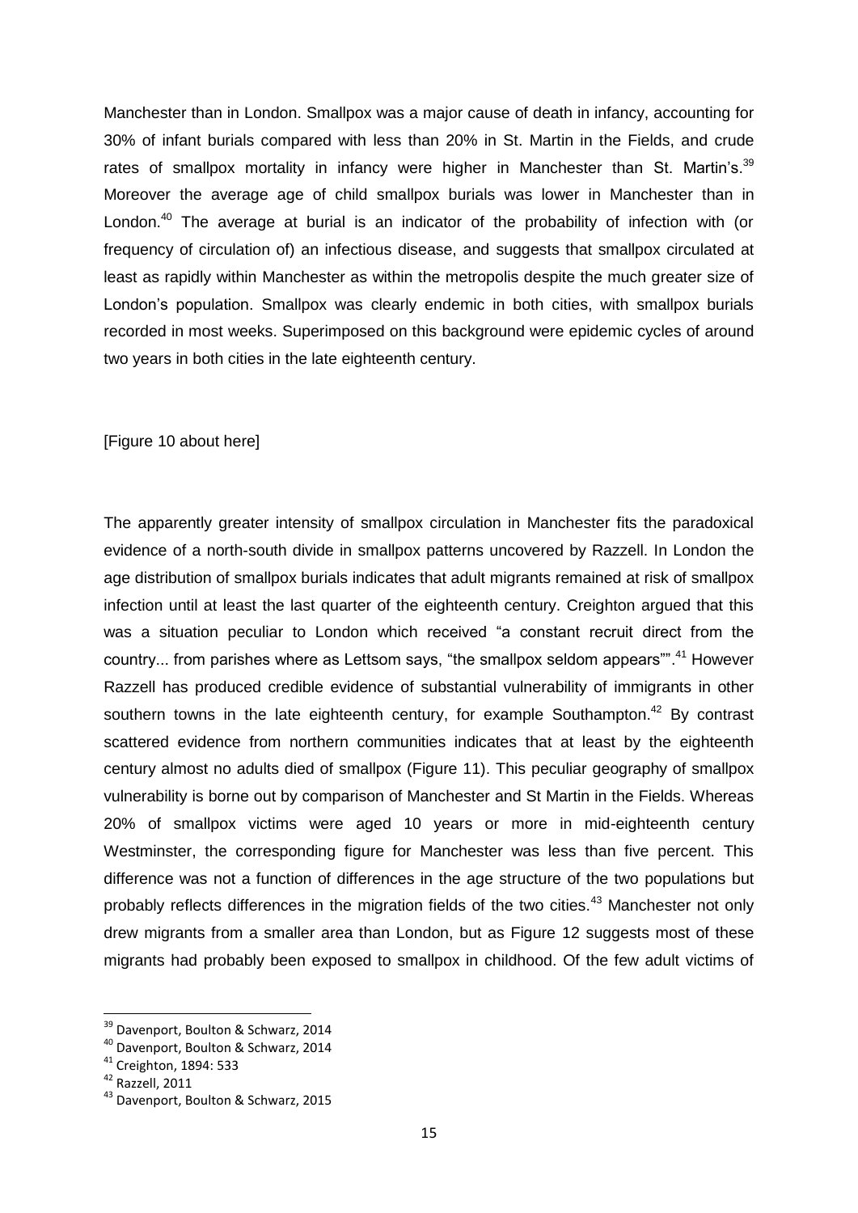Manchester than in London. Smallpox was a major cause of death in infancy, accounting for 30% of infant burials compared with less than 20% in St. Martin in the Fields, and crude rates of smallpox mortality in infancy were higher in Manchester than St. Martin's.[39] Moreover the average age of child smallpox burials was lower in Manchester than in London.[40] The average at burial is an indicator of the probability of infection with (or frequency of circulation of) an infectious disease, and suggests that smallpox circulated at least as rapidly within Manchester as within the metropolis despite the much greater size of London's population. Smallpox was clearly endemic in both cities, with smallpox burials recorded in most weeks. Superimposed on this background were epidemic cycles of around two years in both cities in the late eighteenth century.

[Figure 10 about here]

The apparently greater intensity of smallpox circulation in Manchester fits the paradoxical evidence of a north-south divide in smallpox patterns uncovered by Razzell. In London the age distribution of smallpox burials indicates that adult migrants remained at risk of smallpox infection until at least the last quarter of the eighteenth century. Creighton argued that this was a situation peculiar to London which received "a constant recruit direct from the country... from parishes where as Lettsom says, "the smallpox seldom appears"".[41] However Razzell has produced credible evidence of substantial vulnerability of immigrants in other southern towns in the late eighteenth century, for example Southampton.[42] By contrast scattered evidence from northern communities indicates that at least by the eighteenth century almost no adults died of smallpox (Figure 11). This peculiar geography of smallpox vulnerability is borne out by comparison of Manchester and St Martin in the Fields. Whereas 20% of smallpox victims were aged 10 years or more in mid-eighteenth century Westminster, the corresponding figure for Manchester was less than five percent. This difference was not a function of differences in the age structure of the two populations but probably reflects differences in the migration fields of the two cities.[43] Manchester not only drew migrants from a smaller area than London, but as Figure 12 suggests most of these migrants had probably been exposed to smallpox in childhood. Of the few adult victims of

[39] Davenport, Boulton & Schwarz, 2014

[40] Davenport, Boulton & Schwarz, 2014

[41] Creighton, 1894: 533

[42] Razzell, 2011

[43] Davenport, Boulton & Schwarz, 2015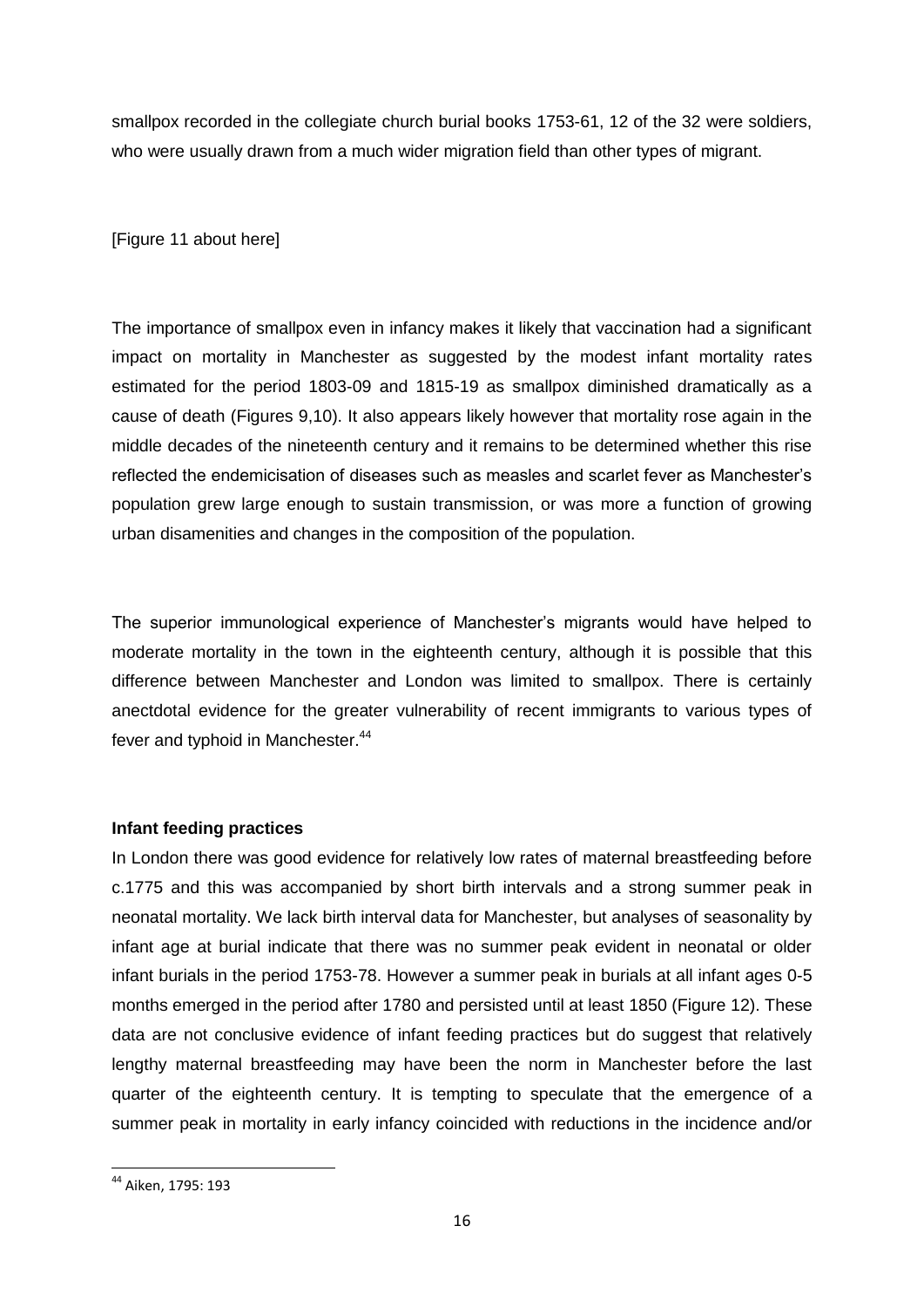smallpox recorded in the collegiate church burial books 1753-61, 12 of the 32 were soldiers, who were usually drawn from a much wider migration field than other types of migrant.

[Figure 11 about here]

The importance of smallpox even in infancy makes it likely that vaccination had a significant impact on mortality in Manchester as suggested by the modest infant mortality rates estimated for the period 1803-09 and 1815-19 as smallpox diminished dramatically as a cause of death (Figures 9,10). It also appears likely however that mortality rose again in the middle decades of the nineteenth century and it remains to be determined whether this rise reflected the endemicisation of diseases such as measles and scarlet fever as Manchester's population grew large enough to sustain transmission, or was more a function of growing urban disamenities and changes in the composition of the population.

The superior immunological experience of Manchester's migrants would have helped to moderate mortality in the town in the eighteenth century, although it is possible that this difference between Manchester and London was limited to smallpox. There is certainly anectdotal evidence for the greater vulnerability of recent immigrants to various types of fever and typhoid in Manchester.[44]

**Infant feeding practices**

In London there was good evidence for relatively low rates of maternal breastfeeding before c.1775 and this was accompanied by short birth intervals and a strong summer peak in neonatal mortality. We lack birth interval data for Manchester, but analyses of seasonality by infant age at burial indicate that there was no summer peak evident in neonatal or older infant burials in the period 1753-78. However a summer peak in burials at all infant ages 0-5 months emerged in the period after 1780 and persisted until at least 1850 (Figure 12). These data are not conclusive evidence of infant feeding practices but do suggest that relatively lengthy maternal breastfeeding may have been the norm in Manchester before the last quarter of the eighteenth century. It is tempting to speculate that the emergence of a summer peak in mortality in early infancy coincided with reductions in the incidence and/or

[44] Aiken, 1795: 193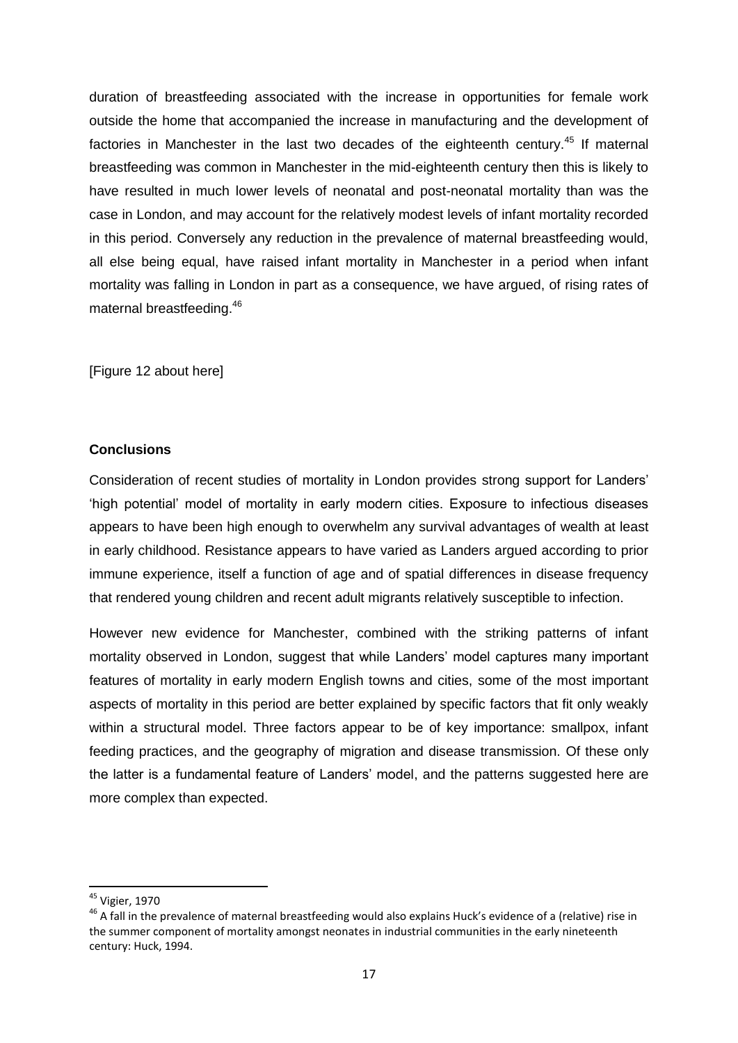duration of breastfeeding associated with the increase in opportunities for female work outside the home that accompanied the increase in manufacturing and the development of factories in Manchester in the last two decades of the eighteenth century.[45] If maternal breastfeeding was common in Manchester in the mid-eighteenth century then this is likely to have resulted in much lower levels of neonatal and post-neonatal mortality than was the case in London, and may account for the relatively modest levels of infant mortality recorded in this period. Conversely any reduction in the prevalence of maternal breastfeeding would, all else being equal, have raised infant mortality in Manchester in a period when infant mortality was falling in London in part as a consequence, we have argued, of rising rates of maternal breastfeeding.[46]

[Figure 12 about here]

## Conclusions

Consideration of recent studies of mortality in London provides strong support for Landers' 'high potential' model of mortality in early modern cities. Exposure to infectious diseases appears to have been high enough to overwhelm any survival advantages of wealth at least in early childhood. Resistance appears to have varied as Landers argued according to prior immune experience, itself a function of age and of spatial differences in disease frequency that rendered young children and recent adult migrants relatively susceptible to infection.

However new evidence for Manchester, combined with the striking patterns of infant mortality observed in London, suggest that while Landers' model captures many important features of mortality in early modern English towns and cities, some of the most important aspects of mortality in this period are better explained by specific factors that fit only weakly within a structural model. Three factors appear to be of key importance: smallpox, infant feeding practices, and the geography of migration and disease transmission. Of these only the latter is a fundamental feature of Landers' model, and the patterns suggested here are more complex than expected.

---

[45] Vigier, 1970

[46] A fall in the prevalence of maternal breastfeeding would also explains Huck's evidence of a (relative) rise in the summer component of mortality amongst neonates in industrial communities in the early nineteenth century: Huck, 1994.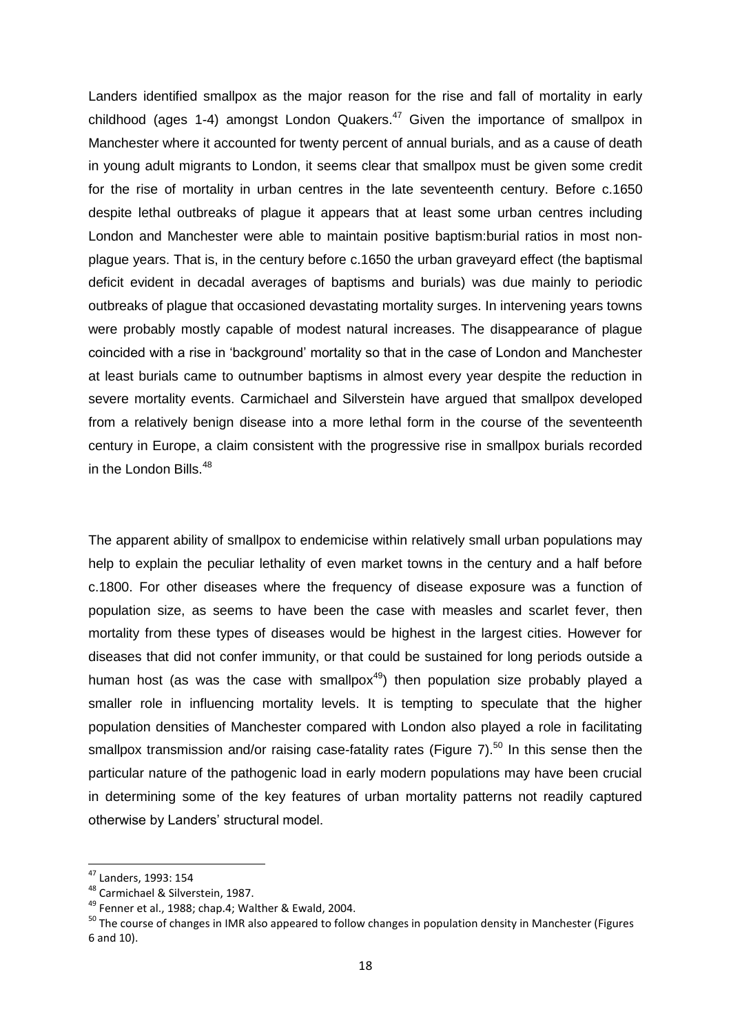Landers identified smallpox as the major reason for the rise and fall of mortality in early childhood (ages 1-4) amongst London Quakers.[47] Given the importance of smallpox in Manchester where it accounted for twenty percent of annual burials, and as a cause of death in young adult migrants to London, it seems clear that smallpox must be given some credit for the rise of mortality in urban centres in the late seventeenth century. Before c.1650 despite lethal outbreaks of plague it appears that at least some urban centres including London and Manchester were able to maintain positive baptism:burial ratios in most non-plague years. That is, in the century before c.1650 the urban graveyard effect (the baptismal deficit evident in decadal averages of baptisms and burials) was due mainly to periodic outbreaks of plague that occasioned devastating mortality surges. In intervening years towns were probably mostly capable of modest natural increases. The disappearance of plague coincided with a rise in 'background' mortality so that in the case of London and Manchester at least burials came to outnumber baptisms in almost every year despite the reduction in severe mortality events. Carmichael and Silverstein have argued that smallpox developed from a relatively benign disease into a more lethal form in the course of the seventeenth century in Europe, a claim consistent with the progressive rise in smallpox burials recorded in the London Bills.[48]

The apparent ability of smallpox to endemicise within relatively small urban populations may help to explain the peculiar lethality of even market towns in the century and a half before c.1800. For other diseases where the frequency of disease exposure was a function of population size, as seems to have been the case with measles and scarlet fever, then mortality from these types of diseases would be highest in the largest cities. However for diseases that did not confer immunity, or that could be sustained for long periods outside a human host (as was the case with smallpox[49]) then population size probably played a smaller role in influencing mortality levels. It is tempting to speculate that the higher population densities of Manchester compared with London also played a role in facilitating smallpox transmission and/or raising case-fatality rates (Figure 7).[50] In this sense then the particular nature of the pathogenic load in early modern populations may have been crucial in determining some of the key features of urban mortality patterns not readily captured otherwise by Landers' structural model.

---

[47] Landers, 1993: 154

[48] Carmichael & Silverstein, 1987.

[49] Fenner et al., 1988; chap.4; Walther & Ewald, 2004.

[50] The course of changes in IMR also appeared to follow changes in population density in Manchester (Figures 6 and 10).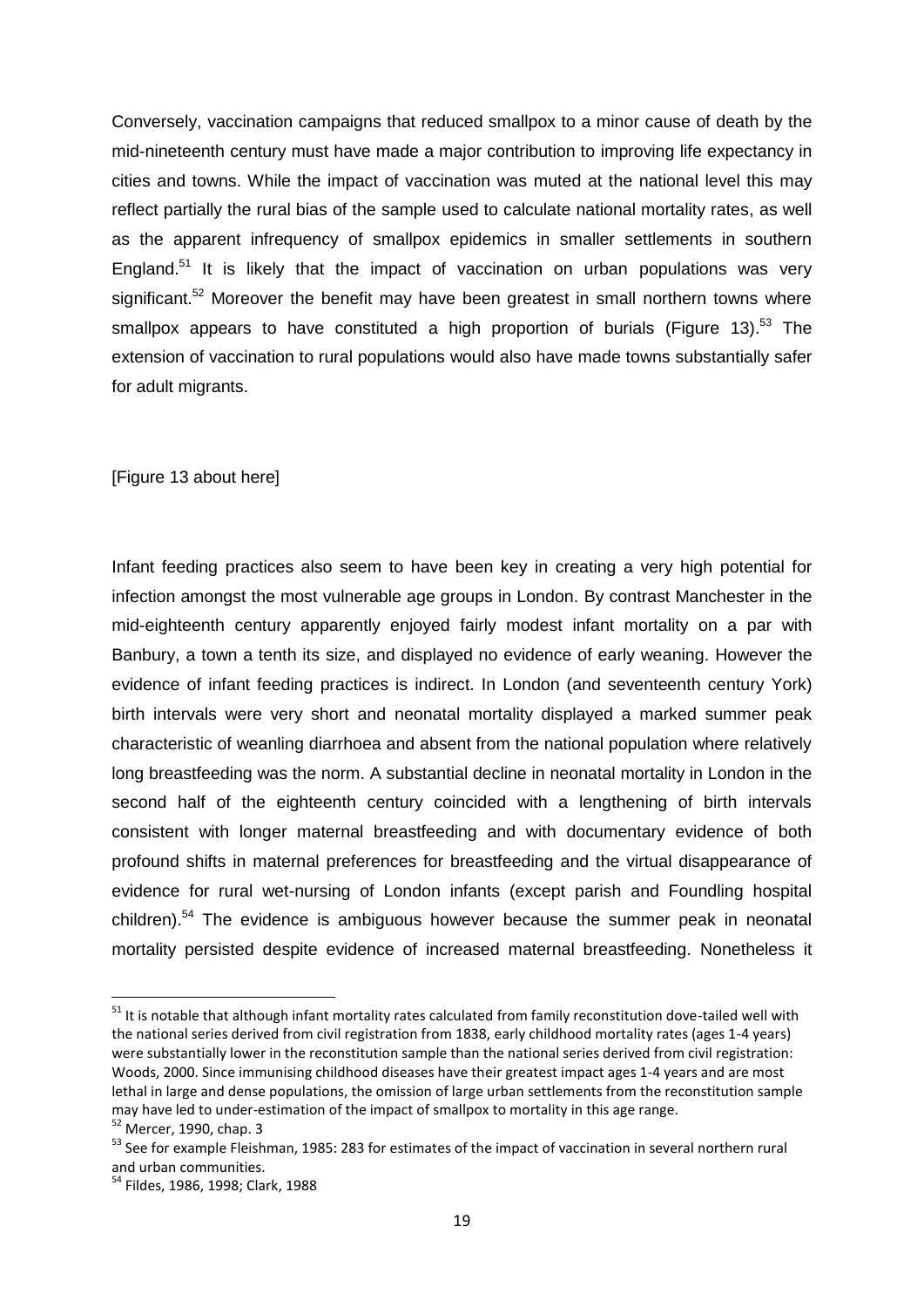Conversely, vaccination campaigns that reduced smallpox to a minor cause of death by the mid-nineteenth century must have made a major contribution to improving life expectancy in cities and towns. While the impact of vaccination was muted at the national level this may reflect partially the rural bias of the sample used to calculate national mortality rates, as well as the apparent infrequency of smallpox epidemics in smaller settlements in southern England.[51] It is likely that the impact of vaccination on urban populations was very significant.[52] Moreover the benefit may have been greatest in small northern towns where smallpox appears to have constituted a high proportion of burials (Figure 13).[53] The extension of vaccination to rural populations would also have made towns substantially safer for adult migrants.

[Figure 13 about here]

Infant feeding practices also seem to have been key in creating a very high potential for infection amongst the most vulnerable age groups in London. By contrast Manchester in the mid-eighteenth century apparently enjoyed fairly modest infant mortality on a par with Banbury, a town a tenth its size, and displayed no evidence of early weaning. However the evidence of infant feeding practices is indirect. In London (and seventeenth century York) birth intervals were very short and neonatal mortality displayed a marked summer peak characteristic of weanling diarrhoea and absent from the national population where relatively long breastfeeding was the norm. A substantial decline in neonatal mortality in London in the second half of the eighteenth century coincided with a lengthening of birth intervals consistent with longer maternal breastfeeding and with documentary evidence of both profound shifts in maternal preferences for breastfeeding and the virtual disappearance of evidence for rural wet-nursing of London infants (except parish and Foundling hospital children).[54] The evidence is ambiguous however because the summer peak in neonatal mortality persisted despite evidence of increased maternal breastfeeding. Nonetheless it

---

[51] It is notable that although infant mortality rates calculated from family reconstitution dove-tailed well with the national series derived from civil registration from 1838, early childhood mortality rates (ages 1-4 years) were substantially lower in the reconstitution sample than the national series derived from civil registration: Woods, 2000. Since immunising childhood diseases have their greatest impact ages 1-4 years and are most lethal in large and dense populations, the omission of large urban settlements from the reconstitution sample may have led to under-estimation of the impact of smallpox to mortality in this age range.

[52] Mercer, 1990, chap. 3

[53] See for example Fleishman, 1985: 283 for estimates of the impact of vaccination in several northern rural and urban communities.

[54] Fildes, 1986, 1998; Clark, 1988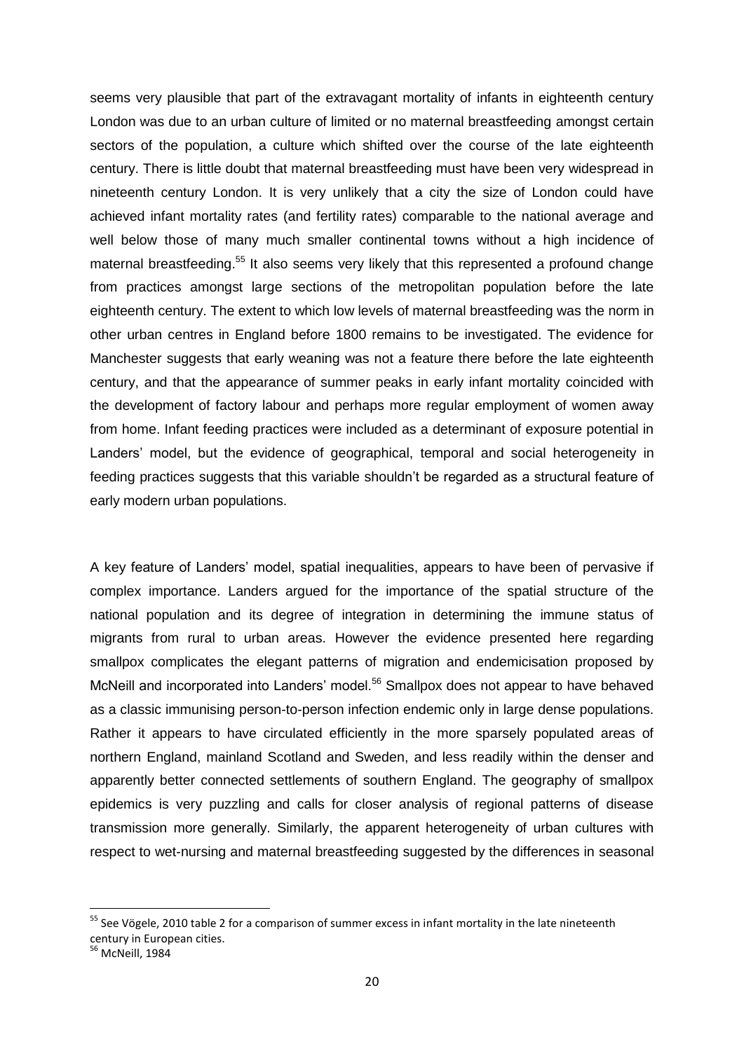seems very plausible that part of the extravagant mortality of infants in eighteenth century London was due to an urban culture of limited or no maternal breastfeeding amongst certain sectors of the population, a culture which shifted over the course of the late eighteenth century. There is little doubt that maternal breastfeeding must have been very widespread in nineteenth century London. It is very unlikely that a city the size of London could have achieved infant mortality rates (and fertility rates) comparable to the national average and well below those of many much smaller continental towns without a high incidence of maternal breastfeeding.[55] It also seems very likely that this represented a profound change from practices amongst large sections of the metropolitan population before the late eighteenth century. The extent to which low levels of maternal breastfeeding was the norm in other urban centres in England before 1800 remains to be investigated. The evidence for Manchester suggests that early weaning was not a feature there before the late eighteenth century, and that the appearance of summer peaks in early infant mortality coincided with the development of factory labour and perhaps more regular employment of women away from home. Infant feeding practices were included as a determinant of exposure potential in Landers' model, but the evidence of geographical, temporal and social heterogeneity in feeding practices suggests that this variable shouldn't be regarded as a structural feature of early modern urban populations.

A key feature of Landers' model, spatial inequalities, appears to have been of pervasive if complex importance. Landers argued for the importance of the spatial structure of the national population and its degree of integration in determining the immune status of migrants from rural to urban areas. However the evidence presented here regarding smallpox complicates the elegant patterns of migration and endemicisation proposed by McNeill and incorporated into Landers' model.[56] Smallpox does not appear to have behaved as a classic immunising person-to-person infection endemic only in large dense populations. Rather it appears to have circulated efficiently in the more sparsely populated areas of northern England, mainland Scotland and Sweden, and less readily within the denser and apparently better connected settlements of southern England. The geography of smallpox epidemics is very puzzling and calls for closer analysis of regional patterns of disease transmission more generally. Similarly, the apparent heterogeneity of urban cultures with respect to wet-nursing and maternal breastfeeding suggested by the differences in seasonal

---

[55] See Vögele, 2010 table 2 for a comparison of summer excess in infant mortality in the late nineteenth century in European cities.

[56] McNeill, 1984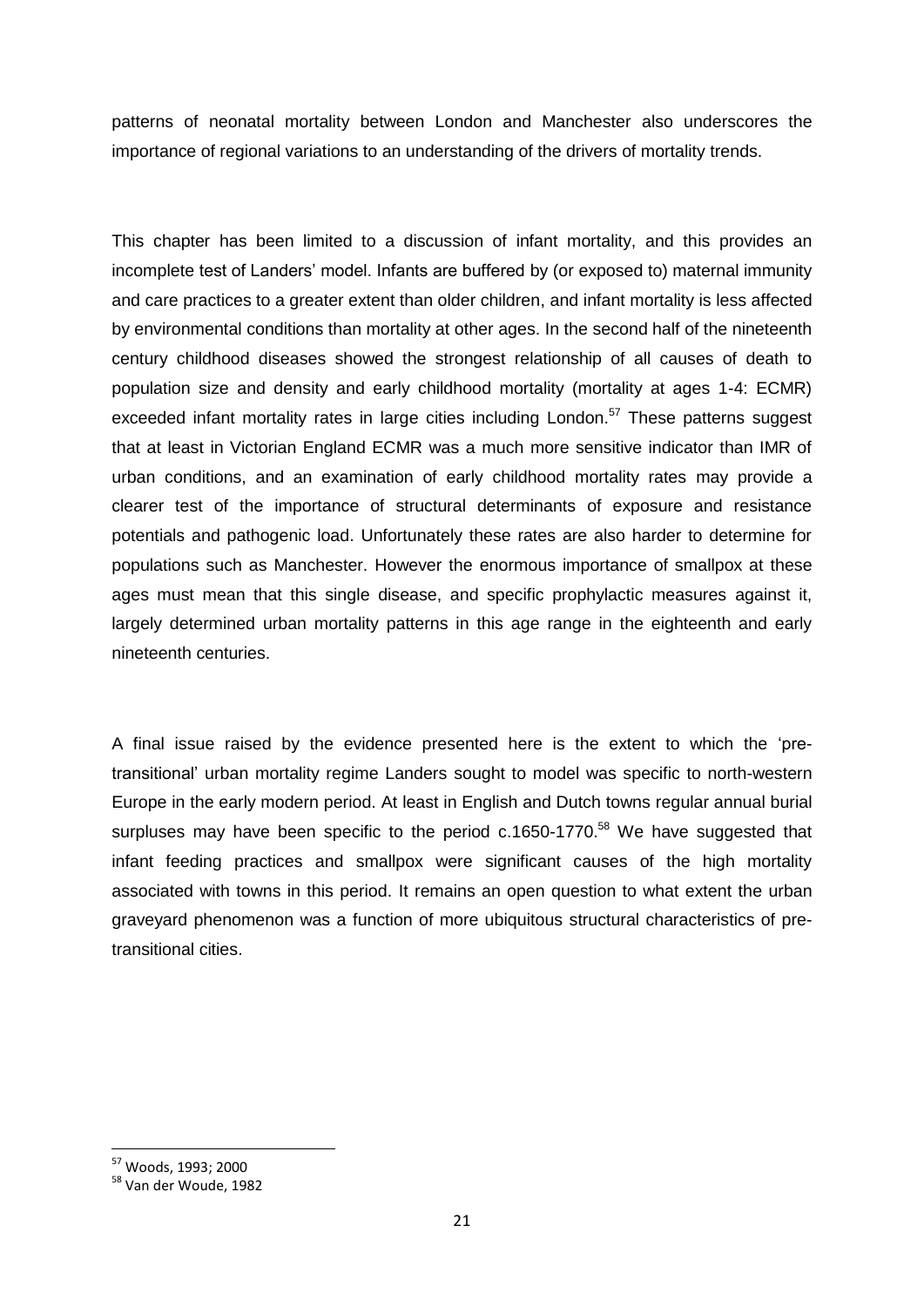patterns of neonatal mortality between London and Manchester also underscores the importance of regional variations to an understanding of the drivers of mortality trends.

This chapter has been limited to a discussion of infant mortality, and this provides an incomplete test of Landers' model. Infants are buffered by (or exposed to) maternal immunity and care practices to a greater extent than older children, and infant mortality is less affected by environmental conditions than mortality at other ages. In the second half of the nineteenth century childhood diseases showed the strongest relationship of all causes of death to population size and density and early childhood mortality (mortality at ages 1-4: ECMR) exceeded infant mortality rates in large cities including London.[57] These patterns suggest that at least in Victorian England ECMR was a much more sensitive indicator than IMR of urban conditions, and an examination of early childhood mortality rates may provide a clearer test of the importance of structural determinants of exposure and resistance potentials and pathogenic load. Unfortunately these rates are also harder to determine for populations such as Manchester. However the enormous importance of smallpox at these ages must mean that this single disease, and specific prophylactic measures against it, largely determined urban mortality patterns in this age range in the eighteenth and early nineteenth centuries.

A final issue raised by the evidence presented here is the extent to which the 'pre-transitional' urban mortality regime Landers sought to model was specific to north-western Europe in the early modern period. At least in English and Dutch towns regular annual burial surpluses may have been specific to the period c.1650-1770.[58] We have suggested that infant feeding practices and smallpox were significant causes of the high mortality associated with towns in this period. It remains an open question to what extent the urban graveyard phenomenon was a function of more ubiquitous structural characteristics of pre-transitional cities.

---

[57] Woods, 1993; 2000

[58] Van der Woude, 1982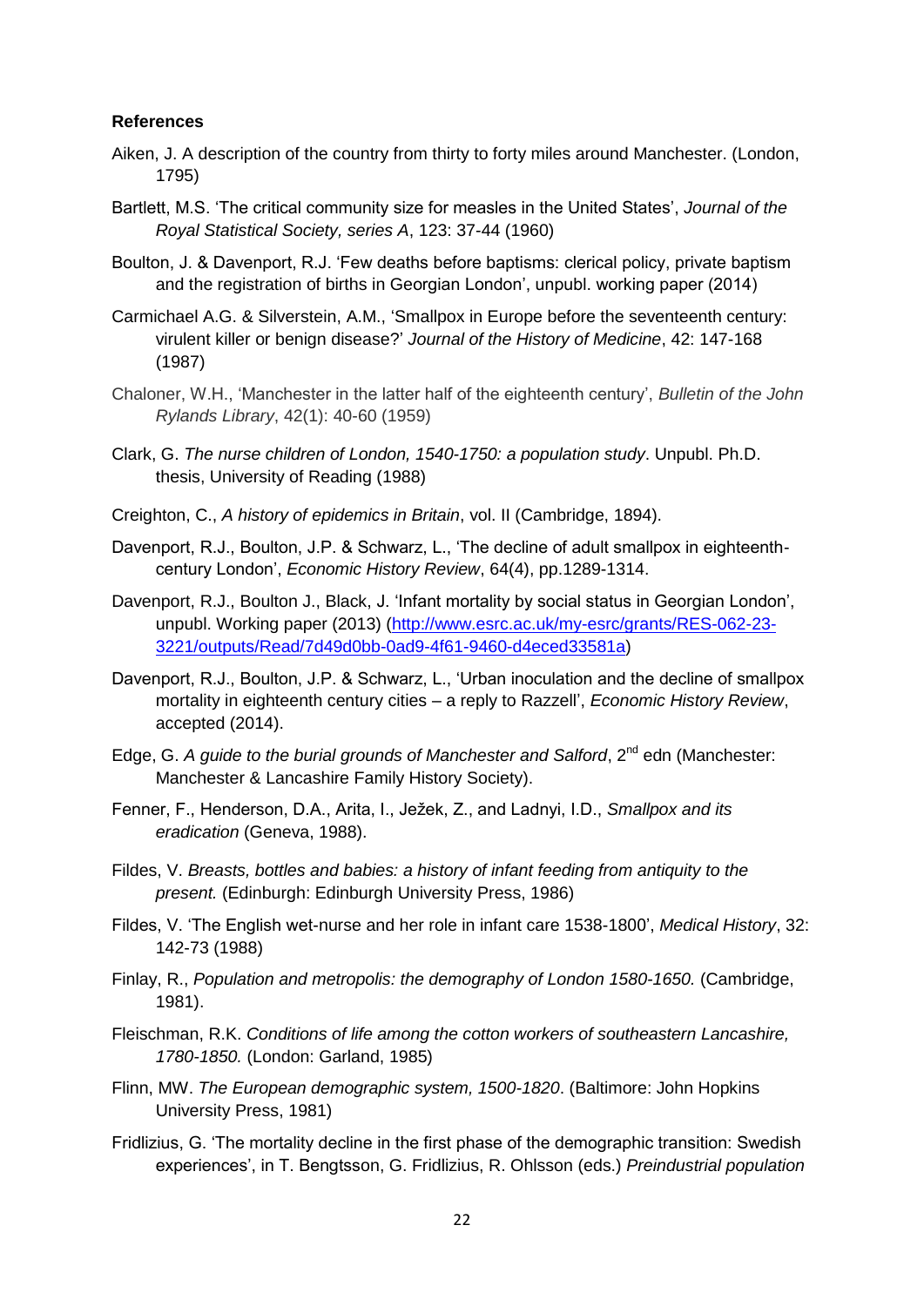**References**

Aiken, J. A description of the country from thirty to forty miles around Manchester. (London, 1795)

Bartlett, M.S. 'The critical community size for measles in the United States', *Journal of the Royal Statistical Society, series A*, 123: 37-44 (1960)

Boulton, J. & Davenport, R.J. 'Few deaths before baptisms: clerical policy, private baptism and the registration of births in Georgian London', unpubl. working paper (2014)

Carmichael A.G. & Silverstein, A.M., 'Smallpox in Europe before the seventeenth century: virulent killer or benign disease?' *Journal of the History of Medicine*, 42: 147-168 (1987)

Chaloner, W.H., 'Manchester in the latter half of the eighteenth century', *Bulletin of the John Rylands Library*, 42(1): 40-60 (1959)

Clark, G. *The nurse children of London, 1540-1750: a population study*. Unpubl. Ph.D. thesis, University of Reading (1988)

Creighton, C., *A history of epidemics in Britain*, vol. II (Cambridge, 1894).

Davenport, R.J., Boulton, J.P. & Schwarz, L., 'The decline of adult smallpox in eighteenth-century London', *Economic History Review*, 64(4), pp.1289-1314.

Davenport, R.J., Boulton J., Black, J. 'Infant mortality by social status in Georgian London', unpubl. Working paper (2013) (http://www.esrc.ac.uk/my-esrc/grants/RES-062-23-3221/outputs/Read/7d49d0bb-0ad9-4f61-9460-d4eced33581a)

Davenport, R.J., Boulton, J.P. & Schwarz, L., 'Urban inoculation and the decline of smallpox mortality in eighteenth century cities – a reply to Razzell', *Economic History Review*, accepted (2014).

Edge, G. *A guide to the burial grounds of Manchester and Salford*, 2nd edn (Manchester: Manchester & Lancashire Family History Society).

Fenner, F., Henderson, D.A., Arita, I., Ježek, Z., and Ladnyi, I.D., *Smallpox and its eradication* (Geneva, 1988).

Fildes, V. *Breasts, bottles and babies: a history of infant feeding from antiquity to the present.* (Edinburgh: Edinburgh University Press, 1986)

Fildes, V. 'The English wet-nurse and her role in infant care 1538-1800', *Medical History*, 32: 142-73 (1988)

Finlay, R., *Population and metropolis: the demography of London 1580-1650.* (Cambridge, 1981).

Fleischman, R.K. *Conditions of life among the cotton workers of southeastern Lancashire, 1780-1850.* (London: Garland, 1985)

Flinn, MW. *The European demographic system, 1500-1820*. (Baltimore: John Hopkins University Press, 1981)

Fridlizius, G. 'The mortality decline in the first phase of the demographic transition: Swedish experiences', in T. Bengtsson, G. Fridlizius, R. Ohlsson (eds.) *Preindustrial population*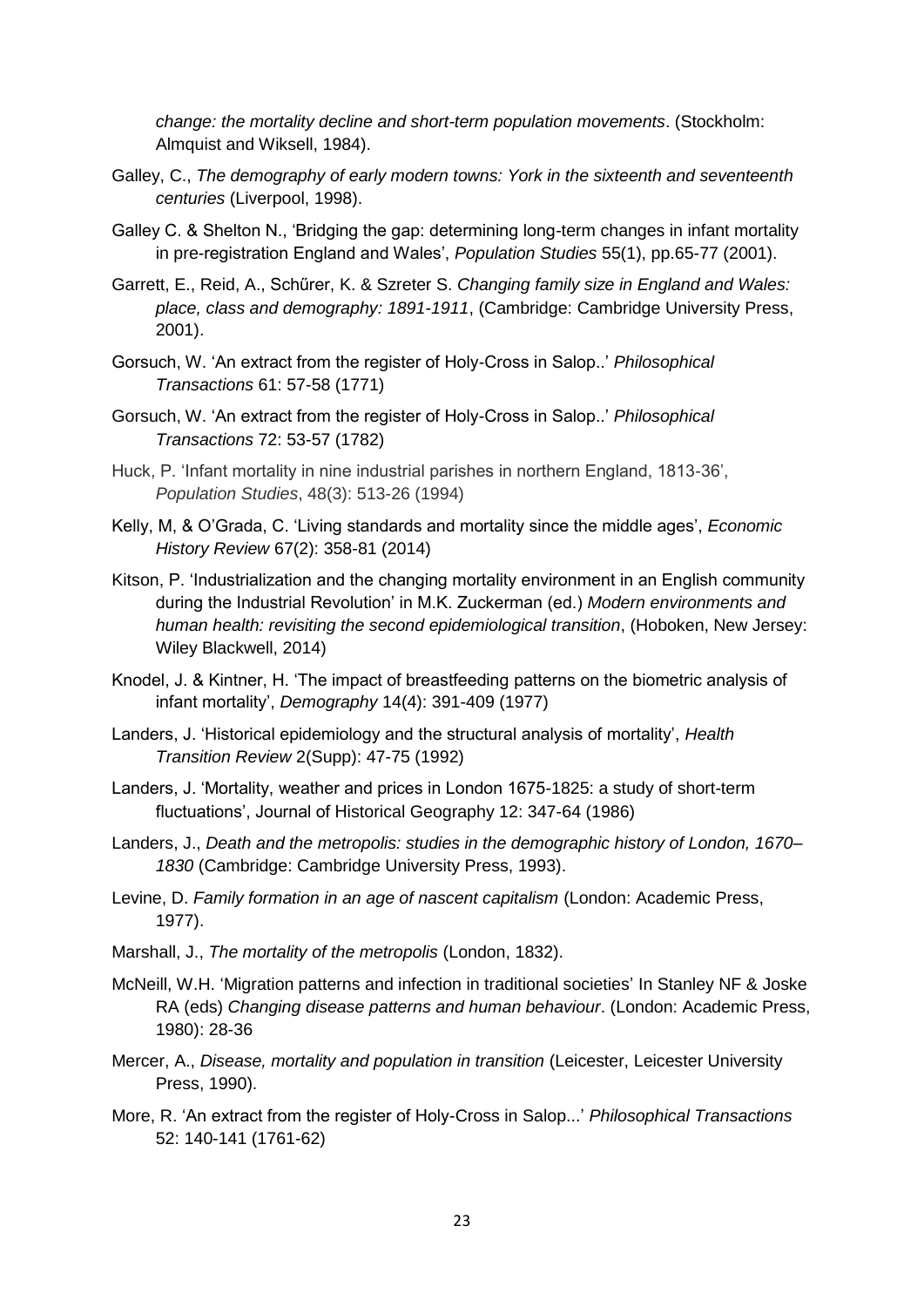*change: the mortality decline and short-term population movements*. (Stockholm: Almquist and Wiksell, 1984).

Galley, C., *The demography of early modern towns: York in the sixteenth and seventeenth centuries* (Liverpool, 1998).

Galley C. & Shelton N., 'Bridging the gap: determining long-term changes in infant mortality in pre-registration England and Wales', *Population Studies* 55(1), pp.65-77 (2001).

Garrett, E., Reid, A., Schűrer, K. & Szreter S. *Changing family size in England and Wales: place, class and demography: 1891-1911*, (Cambridge: Cambridge University Press, 2001).

Gorsuch, W. 'An extract from the register of Holy-Cross in Salop..' *Philosophical Transactions* 61: 57-58 (1771)

Gorsuch, W. 'An extract from the register of Holy-Cross in Salop..' *Philosophical Transactions* 72: 53-57 (1782)

Huck, P. 'Infant mortality in nine industrial parishes in northern England, 1813-36', *Population Studies*, 48(3): 513-26 (1994)

Kelly, M, & O'Grada, C. 'Living standards and mortality since the middle ages', *Economic History Review* 67(2): 358-81 (2014)

Kitson, P. 'Industrialization and the changing mortality environment in an English community during the Industrial Revolution' in M.K. Zuckerman (ed.) *Modern environments and human health: revisiting the second epidemiological transition*, (Hoboken, New Jersey: Wiley Blackwell, 2014)

Knodel, J. & Kintner, H. 'The impact of breastfeeding patterns on the biometric analysis of infant mortality', *Demography* 14(4): 391-409 (1977)

Landers, J. 'Historical epidemiology and the structural analysis of mortality', *Health Transition Review* 2(Supp): 47-75 (1992)

Landers, J. 'Mortality, weather and prices in London 1675-1825: a study of short-term fluctuations', Journal of Historical Geography 12: 347-64 (1986)

Landers, J., *Death and the metropolis: studies in the demographic history of London, 1670–1830* (Cambridge: Cambridge University Press, 1993).

Levine, D. *Family formation in an age of nascent capitalism* (London: Academic Press, 1977).

Marshall, J., *The mortality of the metropolis* (London, 1832).

McNeill, W.H. 'Migration patterns and infection in traditional societies' In Stanley NF & Joske RA (eds) *Changing disease patterns and human behaviour*. (London: Academic Press, 1980): 28-36

Mercer, A., *Disease, mortality and population in transition* (Leicester, Leicester University Press, 1990).

More, R. 'An extract from the register of Holy-Cross in Salop...' *Philosophical Transactions* 52: 140-141 (1761-62)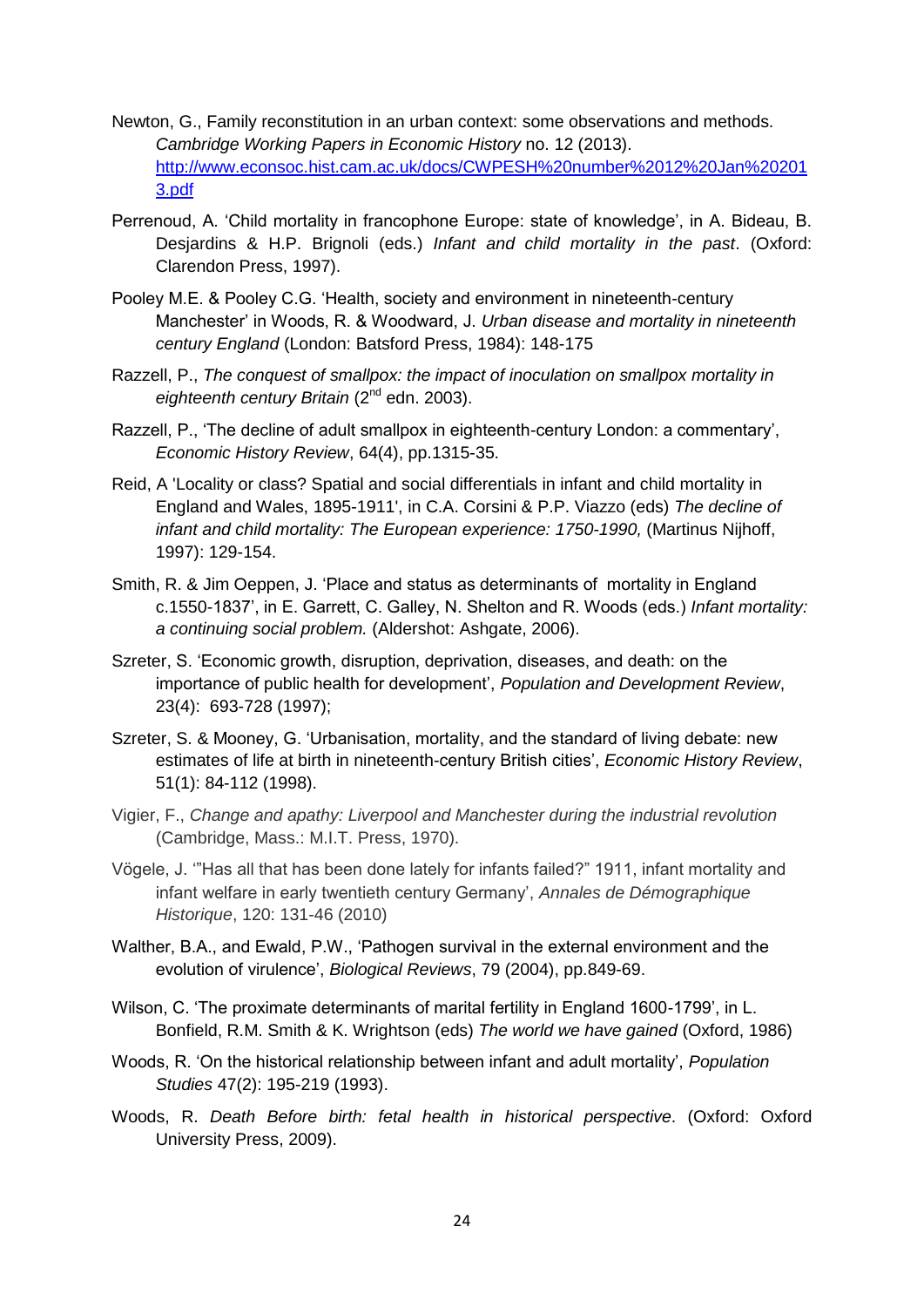Newton, G., Family reconstitution in an urban context: some observations and methods. *Cambridge Working Papers in Economic History* no. 12 (2013). [http://www.econsoc.hist.cam.ac.uk/docs/CWPESH%20number%2012%20Jan%202013.pdf](http://www.econsoc.hist.cam.ac.uk/docs/CWPESH%20number%2012%20Jan%202013.pdf)

Perrenoud, A. 'Child mortality in francophone Europe: state of knowledge', in A. Bideau, B. Desjardins & H.P. Brignoli (eds.) *Infant and child mortality in the past*. (Oxford: Clarendon Press, 1997).

Pooley M.E. & Pooley C.G. 'Health, society and environment in nineteenth-century Manchester' in Woods, R. & Woodward, J. *Urban disease and mortality in nineteenth century England* (London: Batsford Press, 1984): 148-175

Razzell, P., *The conquest of smallpox: the impact of inoculation on smallpox mortality in eighteenth century Britain* (2nd edn. 2003).

Razzell, P., 'The decline of adult smallpox in eighteenth-century London: a commentary', *Economic History Review*, 64(4), pp.1315-35.

Reid, A 'Locality or class? Spatial and social differentials in infant and child mortality in England and Wales, 1895-1911', in C.A. Corsini & P.P. Viazzo (eds) *The decline of infant and child mortality: The European experience: 1750-1990,* (Martinus Nijhoff, 1997): 129-154.

Smith, R. & Jim Oeppen, J. 'Place and status as determinants of mortality in England c.1550-1837', in E. Garrett, C. Galley, N. Shelton and R. Woods (eds.) *Infant mortality: a continuing social problem.* (Aldershot: Ashgate, 2006).

Szreter, S. 'Economic growth, disruption, deprivation, diseases, and death: on the importance of public health for development', *Population and Development Review*, 23(4): 693-728 (1997);

Szreter, S. & Mooney, G. 'Urbanisation, mortality, and the standard of living debate: new estimates of life at birth in nineteenth-century British cities', *Economic History Review*, 51(1): 84-112 (1998).

Vigier, F., *Change and apathy: Liverpool and Manchester during the industrial revolution* (Cambridge, Mass.: M.I.T. Press, 1970).

Vögele, J. '"Has all that has been done lately for infants failed?" 1911, infant mortality and infant welfare in early twentieth century Germany', *Annales de Démographique Historique*, 120: 131-46 (2010)

Walther, B.A., and Ewald, P.W., 'Pathogen survival in the external environment and the evolution of virulence', *Biological Reviews*, 79 (2004), pp.849-69.

Wilson, C. 'The proximate determinants of marital fertility in England 1600-1799', in L. Bonfield, R.M. Smith & K. Wrightson (eds) *The world we have gained* (Oxford, 1986)

Woods, R. 'On the historical relationship between infant and adult mortality', *Population Studies* 47(2): 195-219 (1993).

Woods, R. *Death Before birth: fetal health in historical perspective*. (Oxford: Oxford University Press, 2009).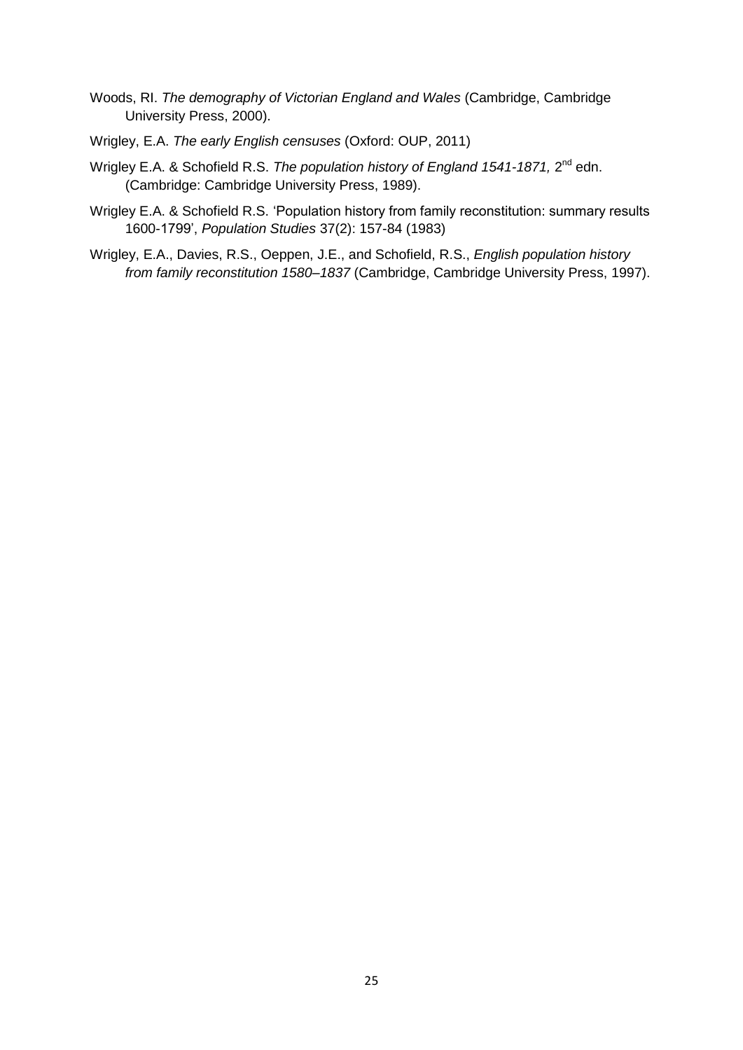Woods, RI. *The demography of Victorian England and Wales* (Cambridge, Cambridge University Press, 2000).

Wrigley, E.A. *The early English censuses* (Oxford: OUP, 2011)

Wrigley E.A. & Schofield R.S. *The population history of England 1541-1871,* 2nd edn. (Cambridge: Cambridge University Press, 1989).

Wrigley E.A. & Schofield R.S. 'Population history from family reconstitution: summary results 1600-1799', *Population Studies* 37(2): 157-84 (1983)

Wrigley, E.A., Davies, R.S., Oeppen, J.E., and Schofield, R.S., *English population history from family reconstitution 1580–1837* (Cambridge, Cambridge University Press, 1997).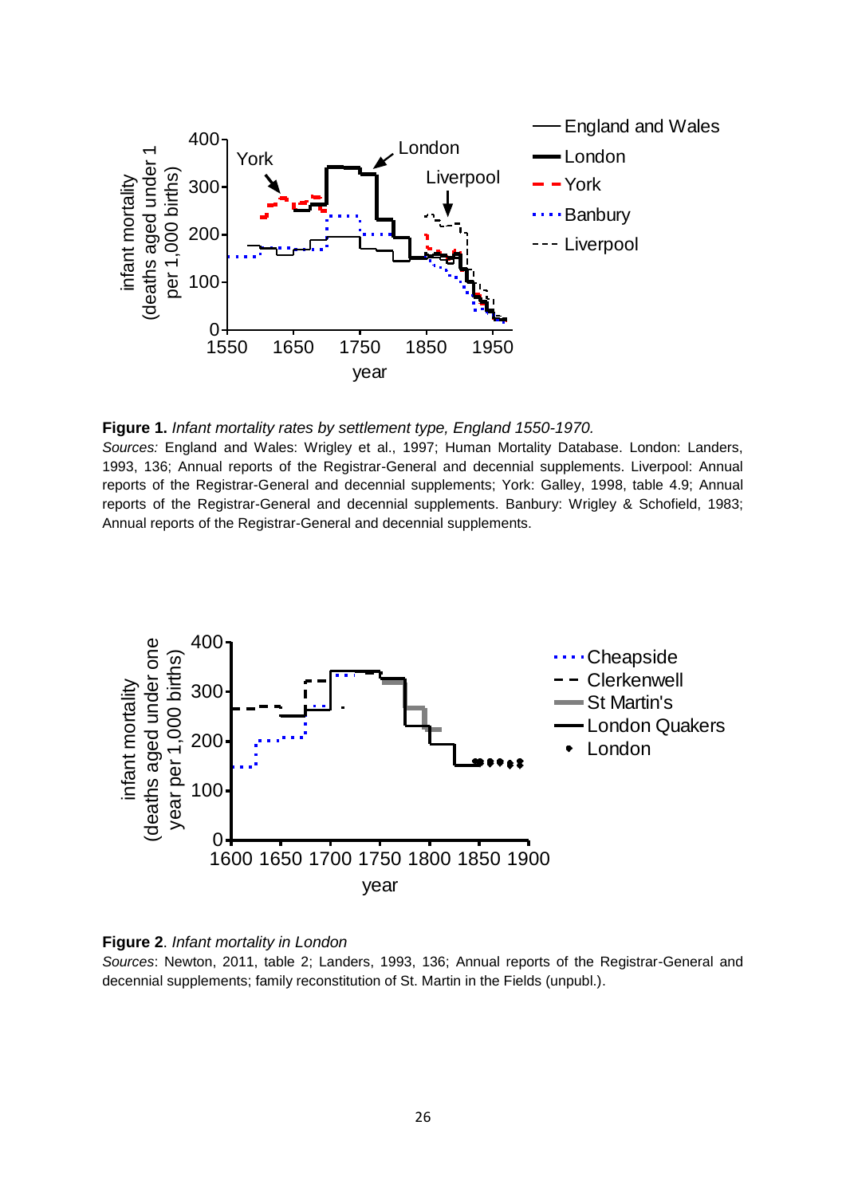**Figure 1.** *Infant mortality rates by settlement type, England 1550-1970.*
*Sources:* England and Wales: Wrigley et al., 1997; Human Mortality Database. London: Landers, 1993, 136; Annual reports of the Registrar-General and decennial supplements. Liverpool: Annual reports of the Registrar-General and decennial supplements; York: Galley, 1998, table 4.9; Annual reports of the Registrar-General and decennial supplements. Banbury: Wrigley & Schofield, 1983; Annual reports of the Registrar-General and decennial supplements.

**Figure 2**. *Infant mortality in London*
*Sources*: Newton, 2011, table 2; Landers, 1993, 136; Annual reports of the Registrar-General and decennial supplements; family reconstitution of St. Martin in the Fields (unpubl.).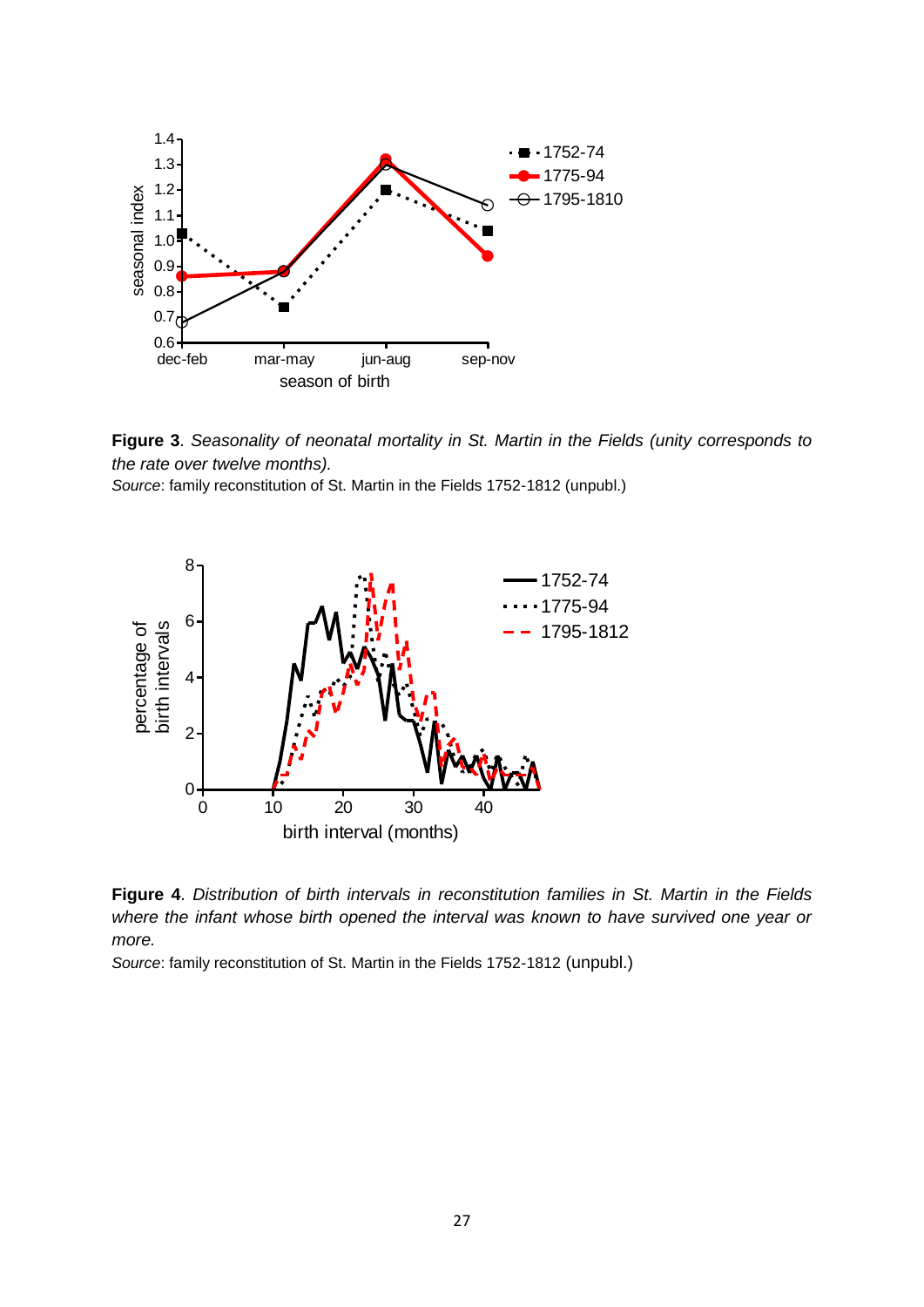**Figure 3**. *Seasonality of neonatal mortality in St. Martin in the Fields (unity corresponds to the rate over twelve months).*
*Source*: family reconstitution of St. Martin in the Fields 1752-1812 (unpubl.)

**Figure 4**. *Distribution of birth intervals in reconstitution families in St. Martin in the Fields where the infant whose birth opened the interval was known to have survived one year or more.*
*Source*: family reconstitution of St. Martin in the Fields 1752-1812 (unpubl.)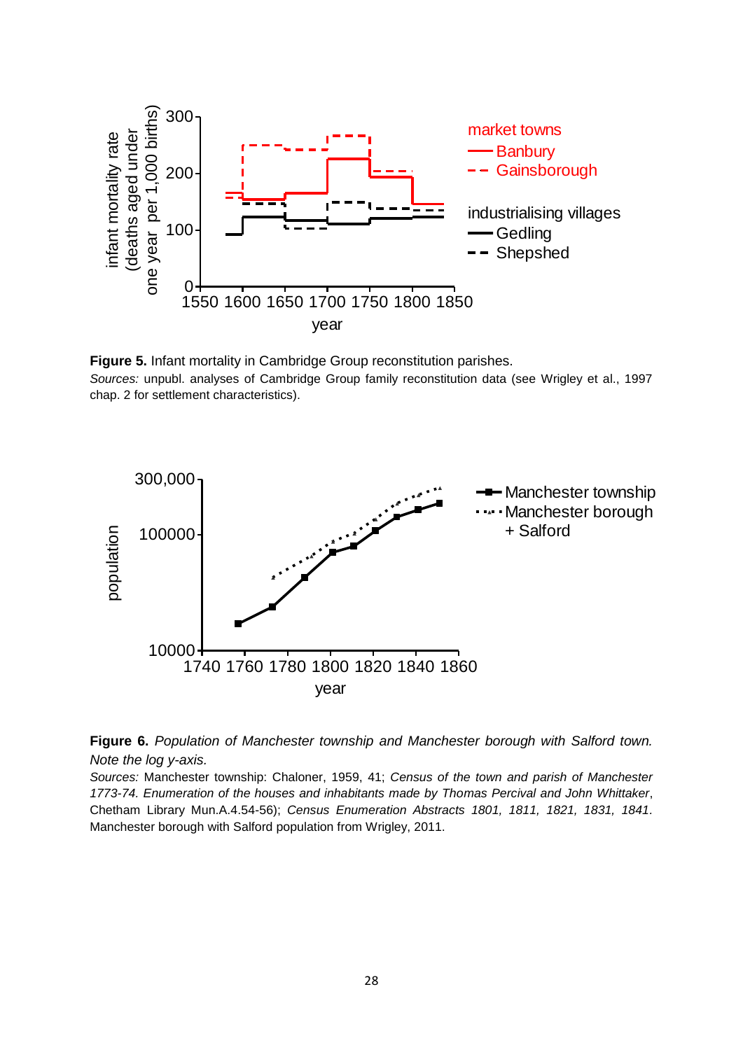**Figure 5.** Infant mortality in Cambridge Group reconstitution parishes.

*Sources:* unpubl. analyses of Cambridge Group family reconstitution data (see Wrigley et al., 1997 chap. 2 for settlement characteristics).

**Figure 6.** *Population of Manchester township and Manchester borough with Salford town. Note the log y-axis.*

*Sources:* Manchester township: Chaloner, 1959, 41; *Census of the town and parish of Manchester 1773-74. Enumeration of the houses and inhabitants made by Thomas Percival and John Whittaker*, Chetham Library Mun.A.4.54-56); *Census Enumeration Abstracts 1801, 1811, 1821, 1831, 1841.* Manchester borough with Salford population from Wrigley, 2011.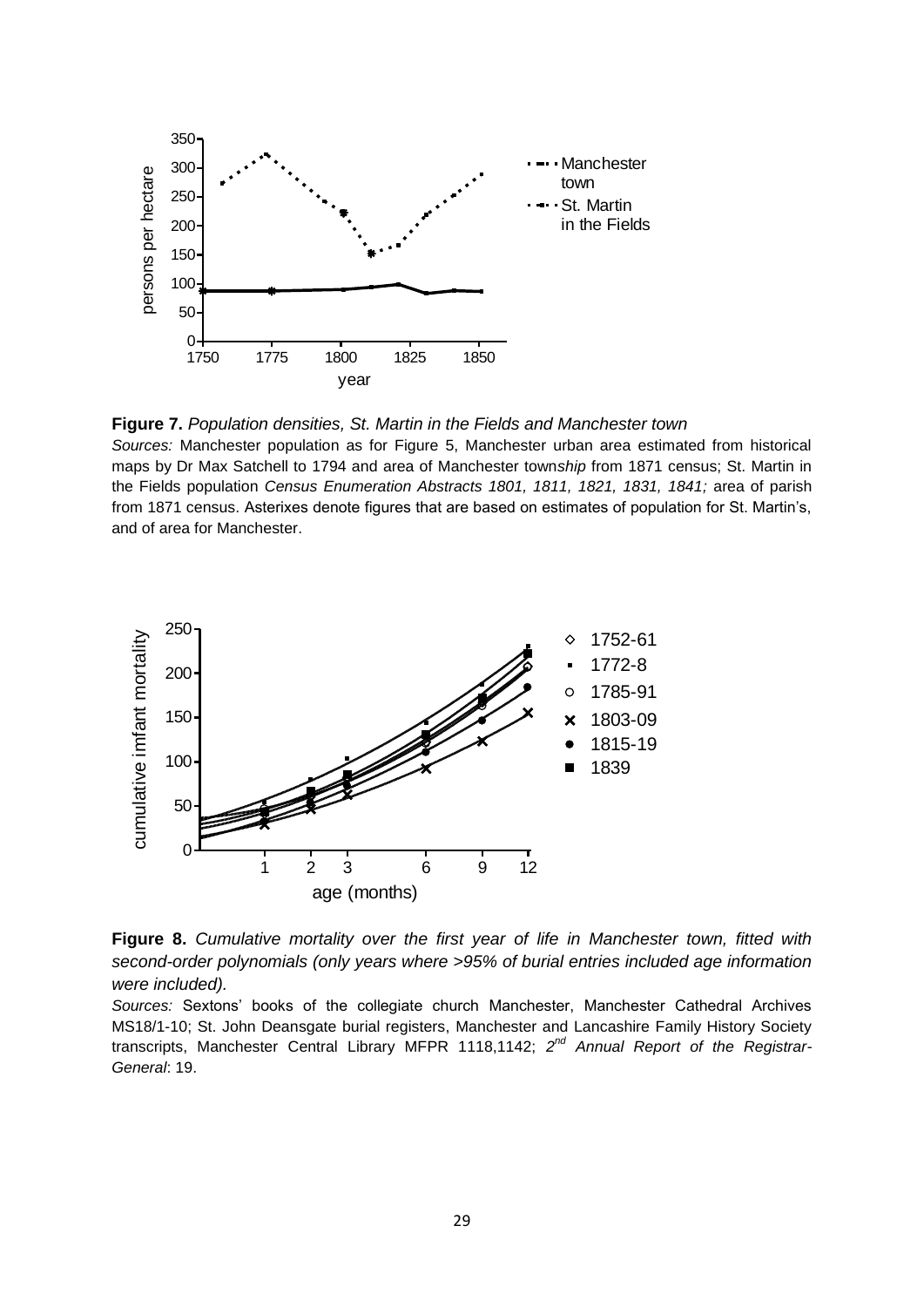**Figure 7.** *Population densities, St. Martin in the Fields and Manchester town*

*Sources:* Manchester population as for Figure 5, Manchester urban area estimated from historical maps by Dr Max Satchell to 1794 and area of Manchester town*ship* from 1871 census; St. Martin in the Fields population *Census Enumeration Abstracts 1801, 1811, 1821, 1831, 1841;* area of parish from 1871 census. Asterixes denote figures that are based on estimates of population for St. Martin's, and of area for Manchester.

**Figure 8.** *Cumulative mortality over the first year of life in Manchester town, fitted with second-order polynomials (only years where >95% of burial entries included age information were included).*

*Sources:* Sextons' books of the collegiate church Manchester, Manchester Cathedral Archives MS18/1-10; St. John Deansgate burial registers, Manchester and Lancashire Family History Society transcripts, Manchester Central Library MFPR 1118,1142; *2nd Annual Report of the Registrar-General*: 19.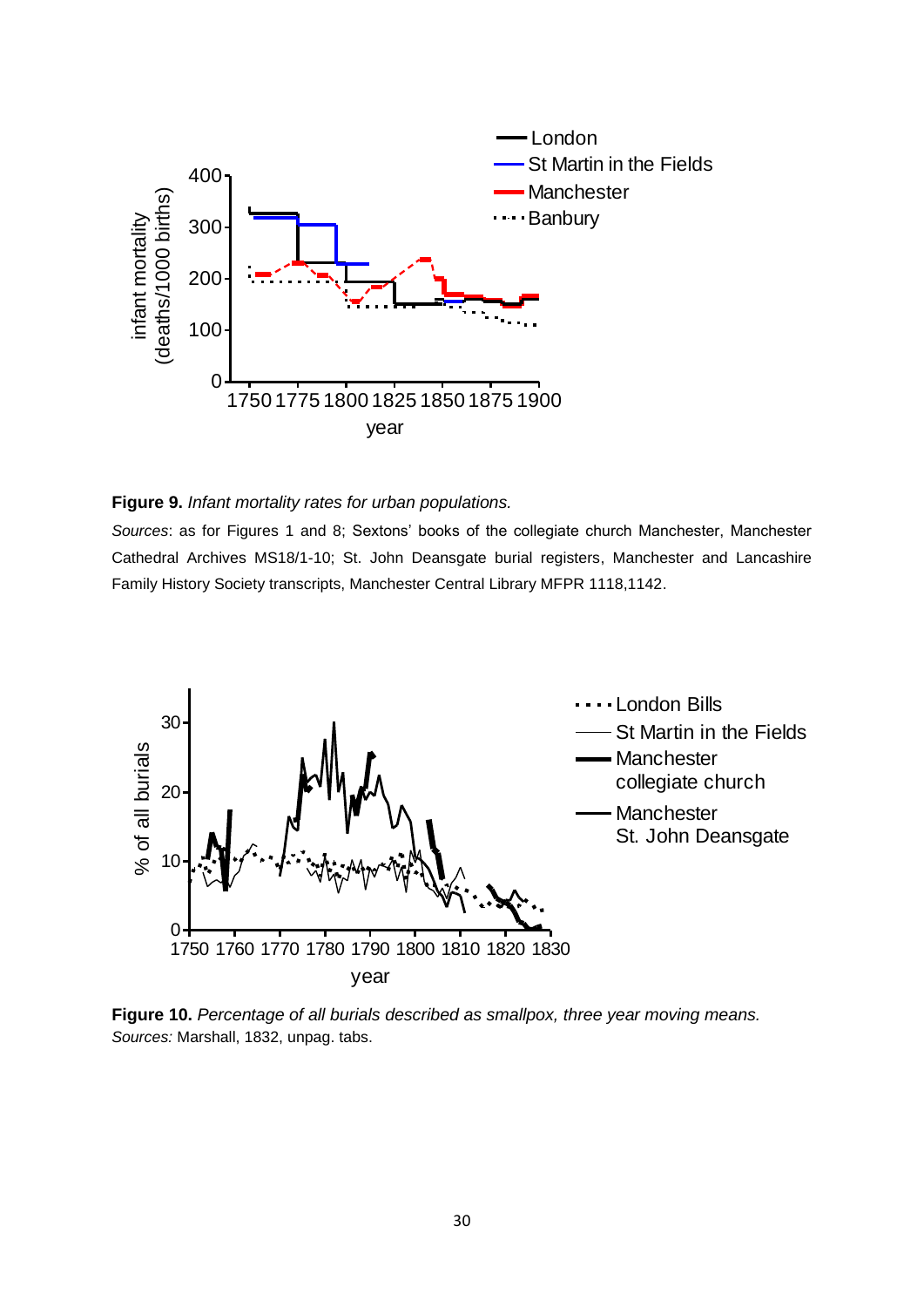**Figure 9.** *Infant mortality rates for urban populations.*

*Sources*: as for Figures 1 and 8; Sextons' books of the collegiate church Manchester, Manchester Cathedral Archives MS18/1-10; St. John Deansgate burial registers, Manchester and Lancashire Family History Society transcripts, Manchester Central Library MFPR 1118,1142.

**Figure 10.** *Percentage of all burials described as smallpox, three year moving means.*
*Sources:* Marshall, 1832, unpag. tabs.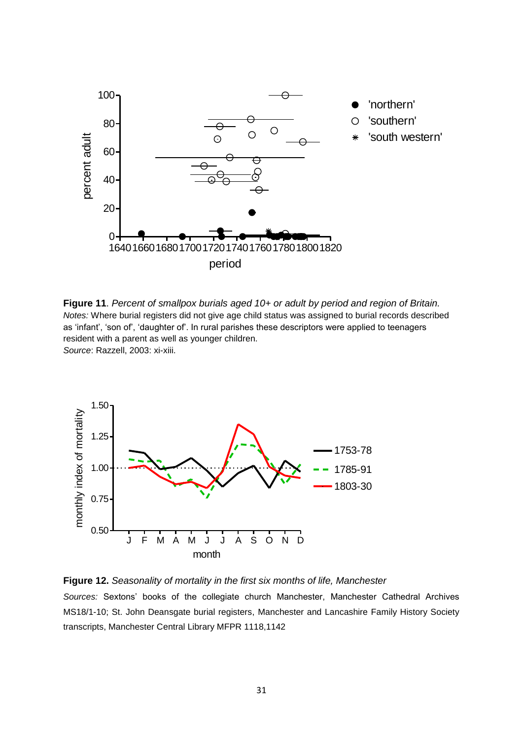**Figure 11**. *Percent of smallpox burials aged 10+ or adult by period and region of Britain.*
*Notes:* Where burial registers did not give age child status was assigned to burial records described as 'infant', 'son of', 'daughter of'. In rural parishes these descriptors were applied to teenagers resident with a parent as well as younger children.
*Source*: Razzell, 2003: xi-xiii.

**Figure 12.** *Seasonality of mortality in the first six months of life, Manchester*
*Sources:* Sextons' books of the collegiate church Manchester, Manchester Cathedral Archives MS18/1-10; St. John Deansgate burial registers, Manchester and Lancashire Family History Society transcripts, Manchester Central Library MFPR 1118,1142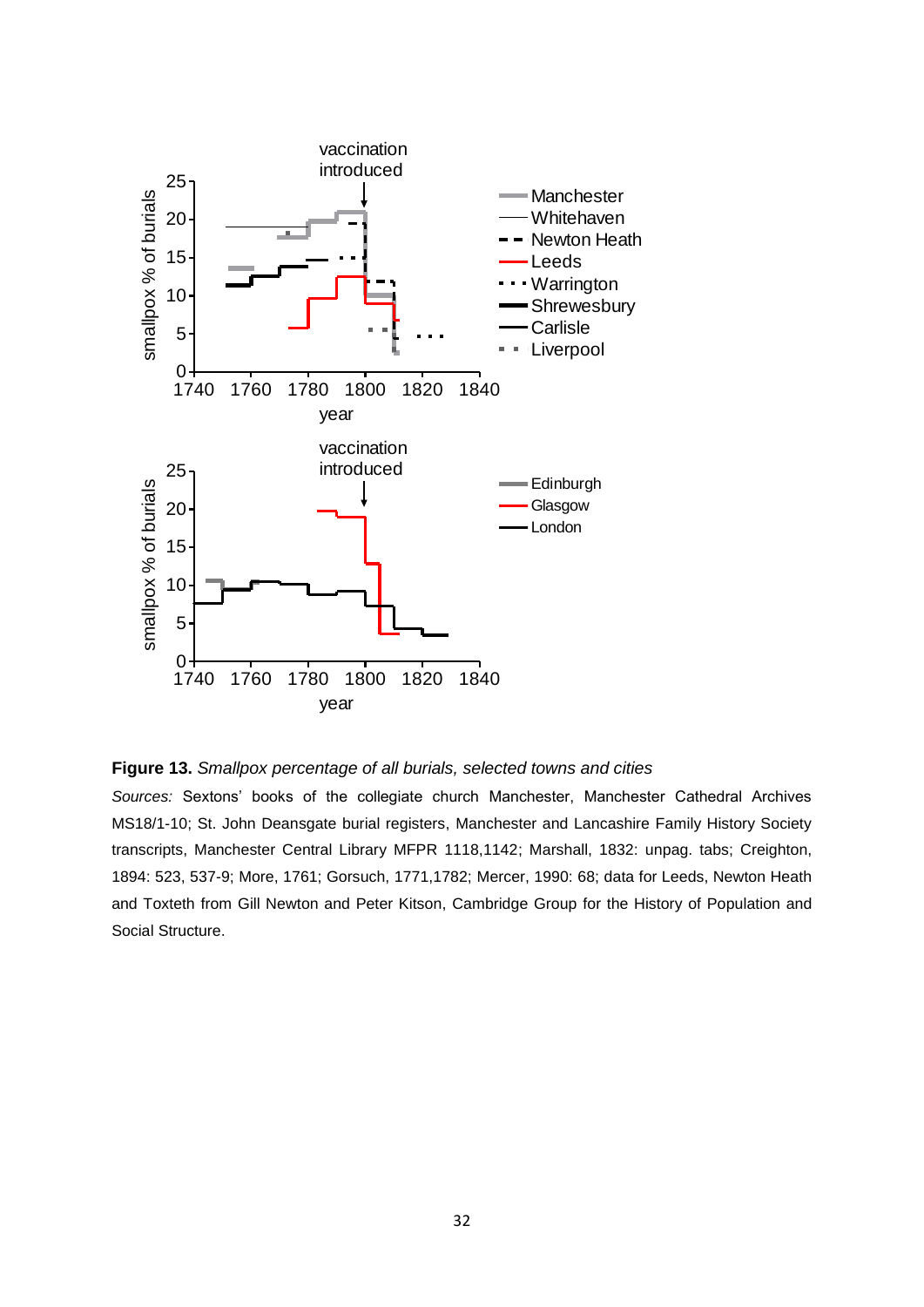vaccination introduced

25
20
15
10
5
0

smallpox % of burials

1740 1760 1780 1800 1820 1840

year

Manchester
Whitehaven
Newton Heath
Leeds
Warrington
Shrewsbury
Carlisle
Liverpool

vaccination introduced

25
20
15
10
5
0

smallpox % of burials

1740 1760 1780 1800 1820 1840

year

Edinburgh
Glasgow
London

**Figure 13.** *Smallpox percentage of all burials, selected towns and cities*

*Sources:* Sextons' books of the collegiate church Manchester, Manchester Cathedral Archives MS18/1-10; St. John Deansgate burial registers, Manchester and Lancashire Family History Society transcripts, Manchester Central Library MFPR 1118,1142; Marshall, 1832: unpag. tabs; Creighton, 1894: 523, 537-9; More, 1761; Gorsuch, 1771,1782; Mercer, 1990: 68; data for Leeds, Newton Heath and Toxteth from Gill Newton and Peter Kitson, Cambridge Group for the History of Population and Social Structure.